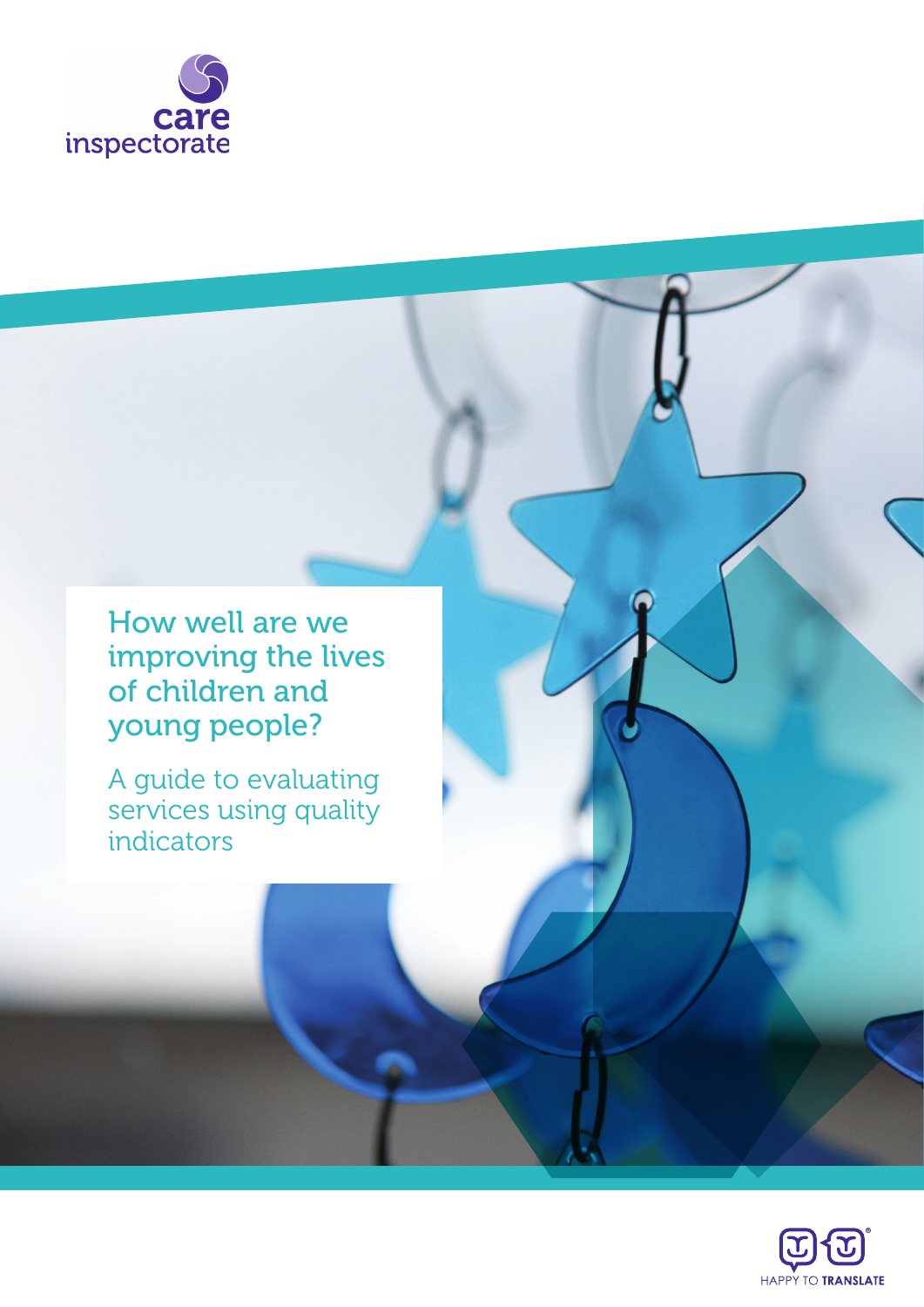care inspectorate

# How well are we improving the lives of children and young people?

## A guide to evaluating services using quality indicators

HAPPY TO TRANSLATE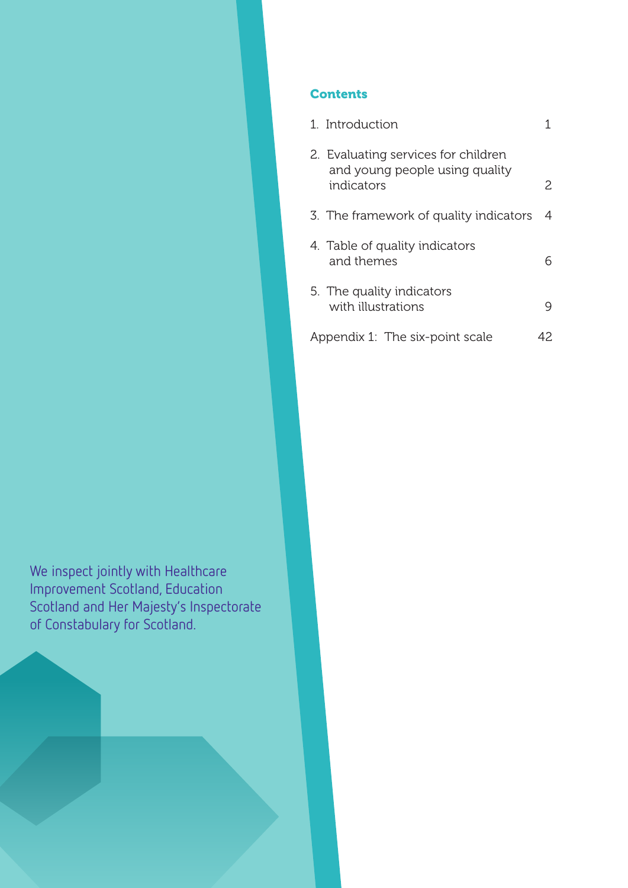We inspect jointly with Healthcare Improvement Scotland, Education Scotland and Her Majesty's Inspectorate of Constabulary for Scotland.

## Contents

| | |
|---|---|
| 1. Introduction | 1 |
| 2. Evaluating services for children and young people using quality indicators | 2 |
| 3. The framework of quality indicators | 4 |
| 4. Table of quality indicators and themes | 6 |
| 5. The quality indicators with illustrations | 9 |
| Appendix 1: The six-point scale | 42 |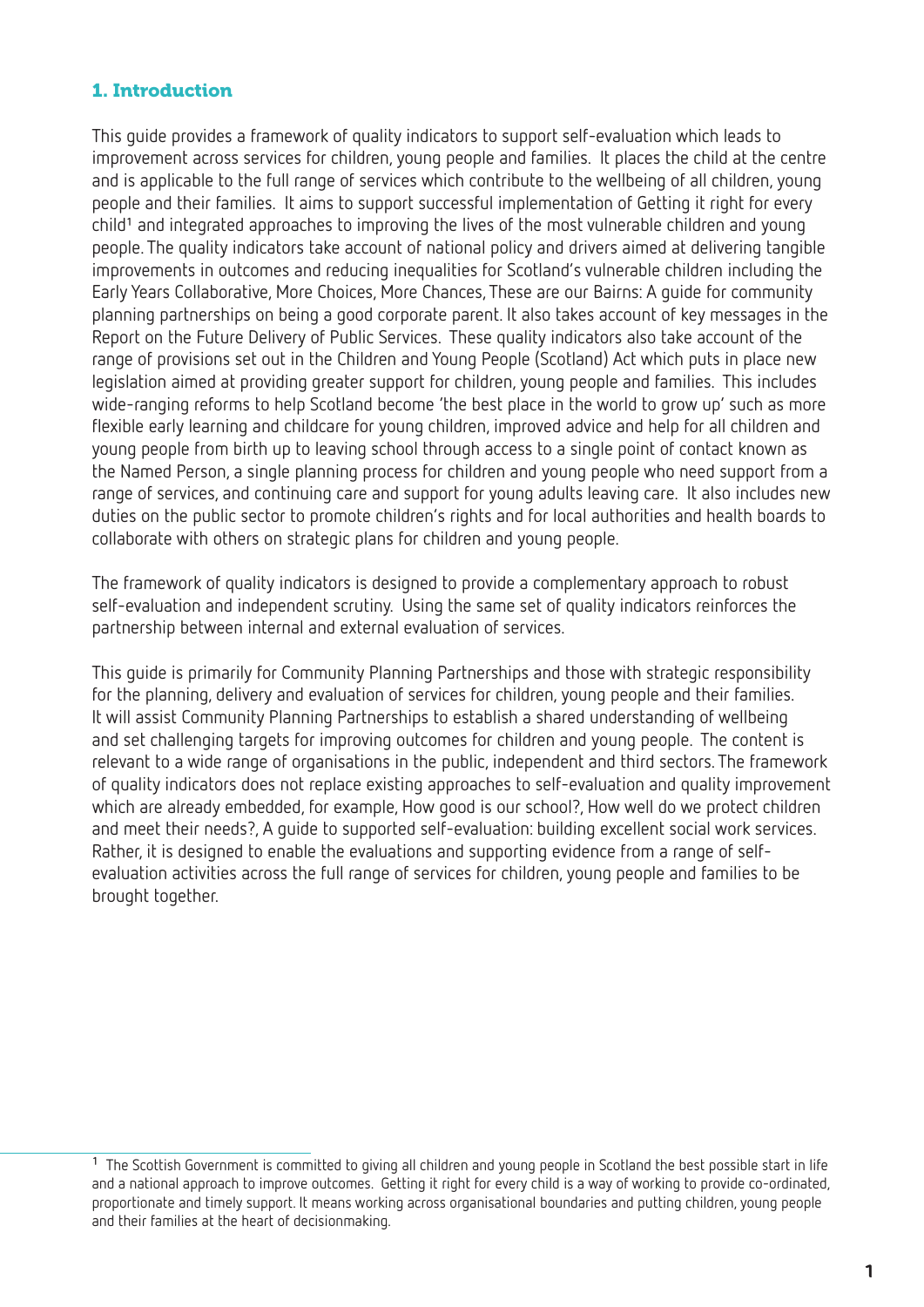## 1. Introduction

This guide provides a framework of quality indicators to support self-evaluation which leads to improvement across services for children, young people and families. It places the child at the centre and is applicable to the full range of services which contribute to the wellbeing of all children, young people and their families. It aims to support successful implementation of Getting it right for every child[1] and integrated approaches to improving the lives of the most vulnerable children and young people. The quality indicators take account of national policy and drivers aimed at delivering tangible improvements in outcomes and reducing inequalities for Scotland's vulnerable children including the Early Years Collaborative, More Choices, More Chances, These are our Bairns: A guide for community planning partnerships on being a good corporate parent. It also takes account of key messages in the Report on the Future Delivery of Public Services. These quality indicators also take account of the range of provisions set out in the Children and Young People (Scotland) Act which puts in place new legislation aimed at providing greater support for children, young people and families. This includes wide-ranging reforms to help Scotland become 'the best place in the world to grow up' such as more flexible early learning and childcare for young children, improved advice and help for all children and young people from birth up to leaving school through access to a single point of contact known as the Named Person, a single planning process for children and young people who need support from a range of services, and continuing care and support for young adults leaving care. It also includes new duties on the public sector to promote children's rights and for local authorities and health boards to collaborate with others on strategic plans for children and young people.

The framework of quality indicators is designed to provide a complementary approach to robust self-evaluation and independent scrutiny. Using the same set of quality indicators reinforces the partnership between internal and external evaluation of services.

This guide is primarily for Community Planning Partnerships and those with strategic responsibility for the planning, delivery and evaluation of services for children, young people and their families. It will assist Community Planning Partnerships to establish a shared understanding of wellbeing and set challenging targets for improving outcomes for children and young people. The content is relevant to a wide range of organisations in the public, independent and third sectors. The framework of quality indicators does not replace existing approaches to self-evaluation and quality improvement which are already embedded, for example, How good is our school?, How well do we protect children and meet their needs?, A guide to supported self-evaluation: building excellent social work services. Rather, it is designed to enable the evaluations and supporting evidence from a range of self-evaluation activities across the full range of services for children, young people and families to be brought together.

---

[1] The Scottish Government is committed to giving all children and young people in Scotland the best possible start in life and a national approach to improve outcomes. Getting it right for every child is a way of working to provide co-ordinated, proportionate and timely support. It means working across organisational boundaries and putting children, young people and their families at the heart of decisionmaking.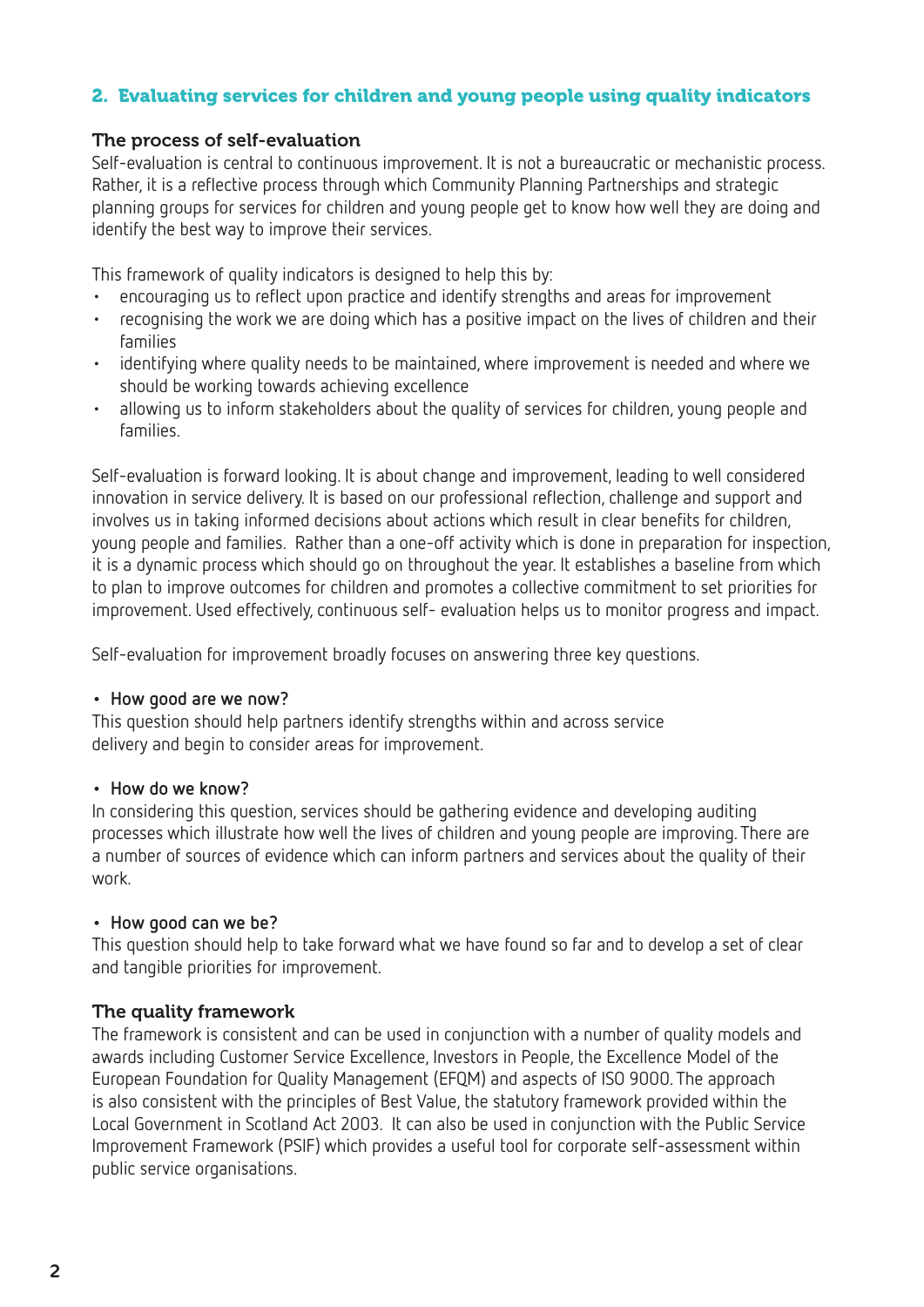## 2. Evaluating services for children and young people using quality indicators

### The process of self-evaluation

Self-evaluation is central to continuous improvement. It is not a bureaucratic or mechanistic process. Rather, it is a reflective process through which Community Planning Partnerships and strategic planning groups for services for children and young people get to know how well they are doing and identify the best way to improve their services.

This framework of quality indicators is designed to help this by:

- encouraging us to reflect upon practice and identify strengths and areas for improvement
- recognising the work we are doing which has a positive impact on the lives of children and their families
- identifying where quality needs to be maintained, where improvement is needed and where we should be working towards achieving excellence
- allowing us to inform stakeholders about the quality of services for children, young people and families.

Self-evaluation is forward looking. It is about change and improvement, leading to well considered innovation in service delivery. It is based on our professional reflection, challenge and support and involves us in taking informed decisions about actions which result in clear benefits for children, young people and families. Rather than a one-off activity which is done in preparation for inspection, it is a dynamic process which should go on throughout the year. It establishes a baseline from which to plan to improve outcomes for children and promotes a collective commitment to set priorities for improvement. Used effectively, continuous self- evaluation helps us to monitor progress and impact.

Self-evaluation for improvement broadly focuses on answering three key questions.

- **How good are we now?**

This question should help partners identify strengths within and across service delivery and begin to consider areas for improvement.

- **How do we know?**

In considering this question, services should be gathering evidence and developing auditing processes which illustrate how well the lives of children and young people are improving. There are a number of sources of evidence which can inform partners and services about the quality of their work.

- **How good can we be?**

This question should help to take forward what we have found so far and to develop a set of clear and tangible priorities for improvement.

### The quality framework

The framework is consistent and can be used in conjunction with a number of quality models and awards including Customer Service Excellence, Investors in People, the Excellence Model of the European Foundation for Quality Management (EFQM) and aspects of ISO 9000. The approach is also consistent with the principles of Best Value, the statutory framework provided within the Local Government in Scotland Act 2003. It can also be used in conjunction with the Public Service Improvement Framework (PSIF) which provides a useful tool for corporate self-assessment within public service organisations.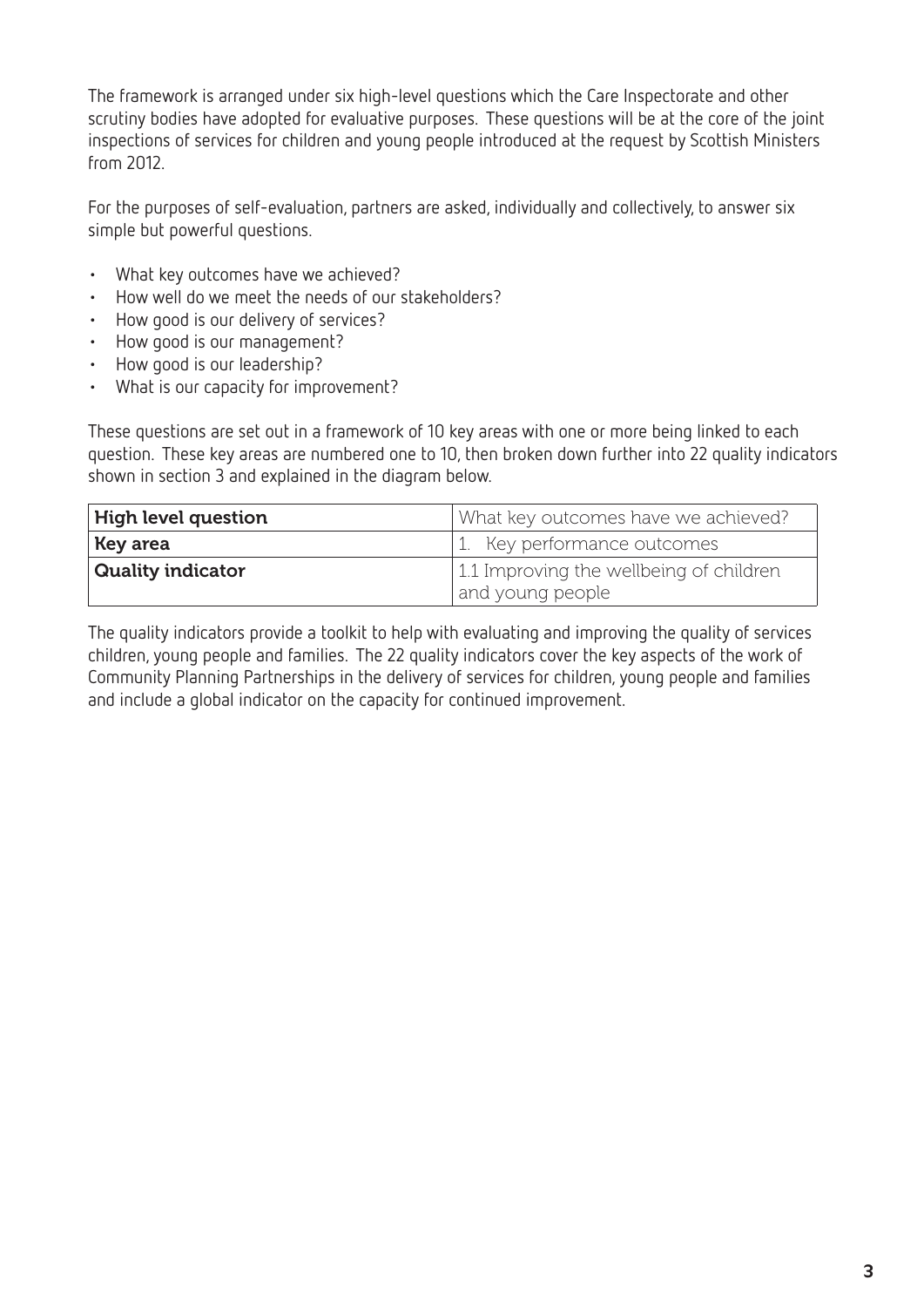The framework is arranged under six high-level questions which the Care Inspectorate and other scrutiny bodies have adopted for evaluative purposes. These questions will be at the core of the joint inspections of services for children and young people introduced at the request by Scottish Ministers from 2012.

For the purposes of self-evaluation, partners are asked, individually and collectively, to answer six simple but powerful questions.

- What key outcomes have we achieved?
- How well do we meet the needs of our stakeholders?
- How good is our delivery of services?
- How good is our management?
- How good is our leadership?
- What is our capacity for improvement?

These questions are set out in a framework of 10 key areas with one or more being linked to each question. These key areas are numbered one to 10, then broken down further into 22 quality indicators shown in section 3 and explained in the diagram below.

| **High level question** | What key outcomes have we achieved? |
|---|---|
| **Key area** | 1. Key performance outcomes |
| **Quality indicator** | 1.1 Improving the wellbeing of children and young people |

The quality indicators provide a toolkit to help with evaluating and improving the quality of services children, young people and families. The 22 quality indicators cover the key aspects of the work of Community Planning Partnerships in the delivery of services for children, young people and families and include a global indicator on the capacity for continued improvement.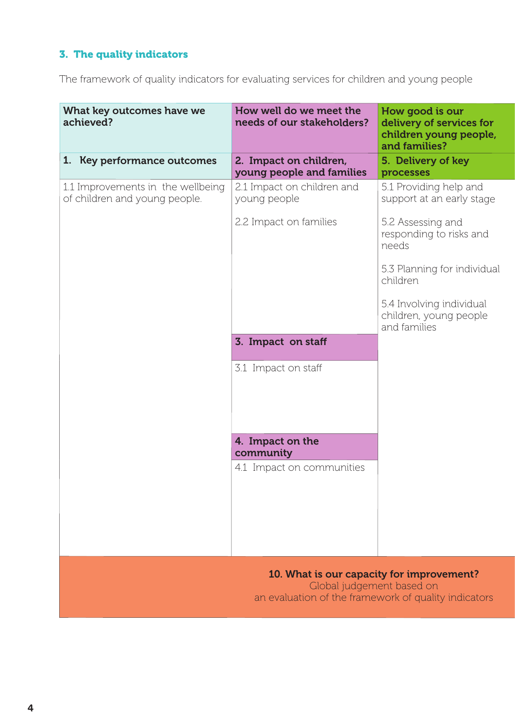## 3. The quality indicators

The framework of quality indicators for evaluating services for children and young people

| What key outcomes have we achieved? | How well do we meet the needs of our stakeholders? | How good is our delivery of services for children young people, and families? |
|---|---|---|
| **1. Key performance outcomes** | **2. Impact on children, young people and families** | **5. Delivery of key processes** |
| 1.1 Improvements in the wellbeing of children and young people. | 2.1 Impact on children and young people<br><br>2.2 Impact on families | 5.1 Providing help and support at an early stage<br><br>5.2 Assessing and responding to risks and needs<br><br>5.3 Planning for individual children<br><br>5.4 Involving individual children, young people and families |
| | **3. Impact on staff** | |
| | 3.1 Impact on staff | |
| | **4. Impact on the community** | |
| | 4.1 Impact on communities | |

**10. What is our capacity for improvement?**
Global judgement based on
an evaluation of the framework of quality indicators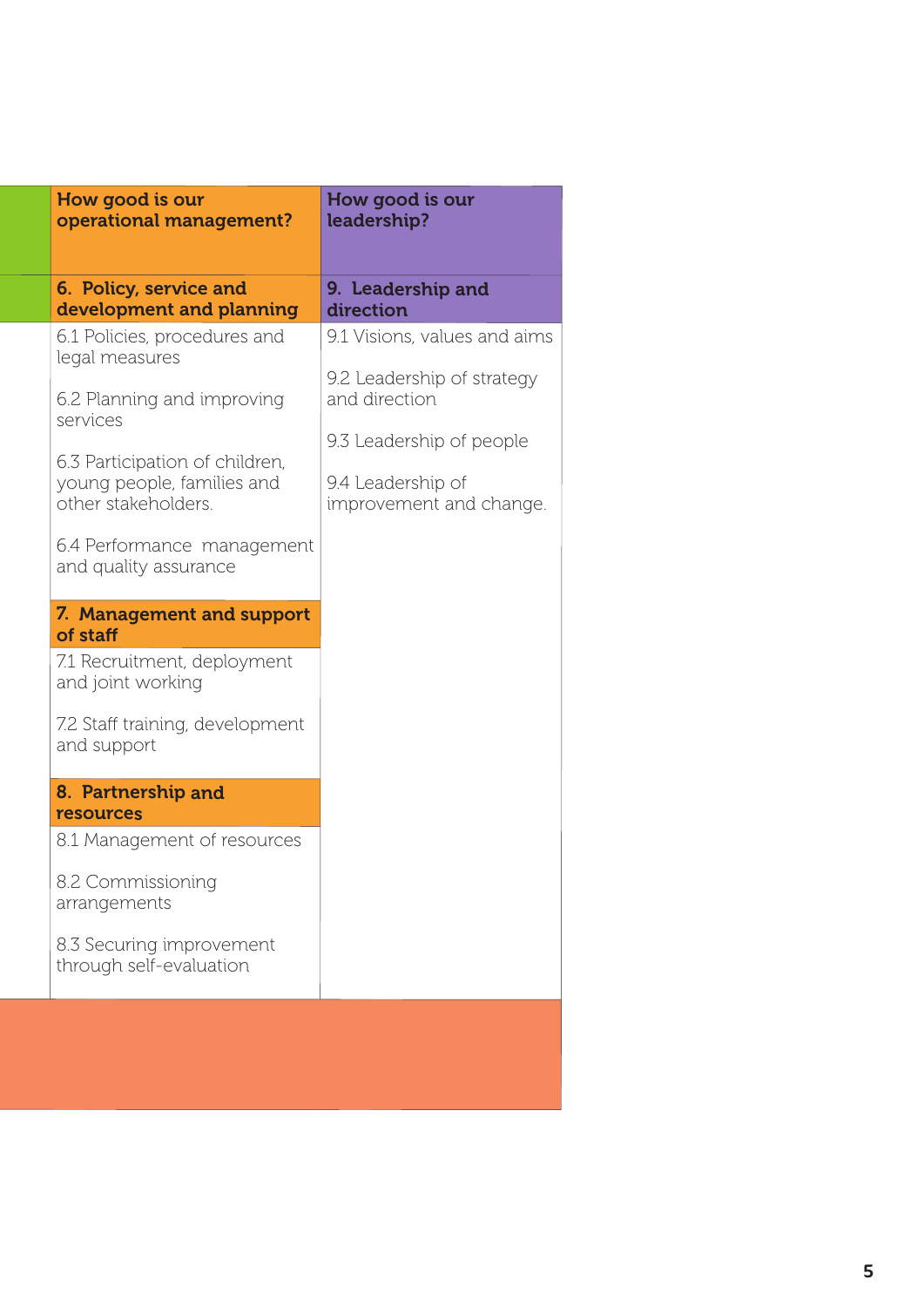| How good is our operational management? | How good is our leadership? |
|---|---|
| **6. Policy, service and development and planning** | **9. Leadership and direction** |
| 6.1 Policies, procedures and legal measures | 9.1 Visions, values and aims |
| 6.2 Planning and improving services | 9.2 Leadership of strategy and direction |
| 6.3 Participation of children, young people, families and other stakeholders. | 9.3 Leadership of people |
| 6.4 Performance management and quality assurance | 9.4 Leadership of improvement and change. |
| **7. Management and support of staff** | |
| 7.1 Recruitment, deployment and joint working | |
| 7.2 Staff training, development and support | |
| **8. Partnership and resources** | |
| 8.1 Management of resources | |
| 8.2 Commissioning arrangements | |
| 8.3 Securing improvement through self-evaluation | |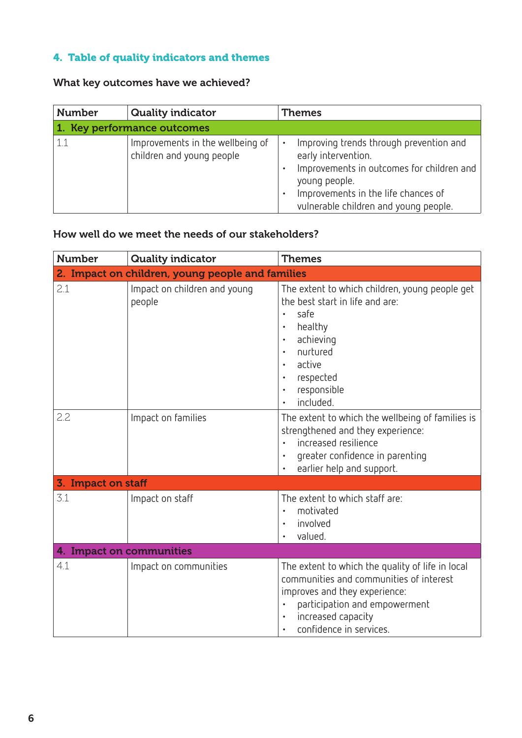## 4. Table of quality indicators and themes

### What key outcomes have we achieved?

| Number | Quality indicator | Themes |
|---|---|---|
| **1. Key performance outcomes** | | |
| 1.1 | Improvements in the wellbeing of children and young people | • Improving trends through prevention and early intervention.<br>• Improvements in outcomes for children and young people.<br>• Improvements in the life chances of vulnerable children and young people. |

### How well do we meet the needs of our stakeholders?

| Number | Quality indicator | Themes |
|---|---|---|
| **2. Impact on children, young people and families** | | |
| 2.1 | Impact on children and young people | The extent to which children, young people get the best start in life and are:<br>• safe<br>• healthy<br>• achieving<br>• nurtured<br>• active<br>• respected<br>• responsible<br>• included. |
| 2.2 | Impact on families | The extent to which the wellbeing of families is strengthened and they experience:<br>• increased resilience<br>• greater confidence in parenting<br>• earlier help and support. |
| **3. Impact on staff** | | |
| 3.1 | Impact on staff | The extent to which staff are:<br>• motivated<br>• involved<br>• valued. |
| **4. Impact on communities** | | |
| 4.1 | Impact on communities | The extent to which the quality of life in local communities and communities of interest improves and they experience:<br>• participation and empowerment<br>• increased capacity<br>• confidence in services. |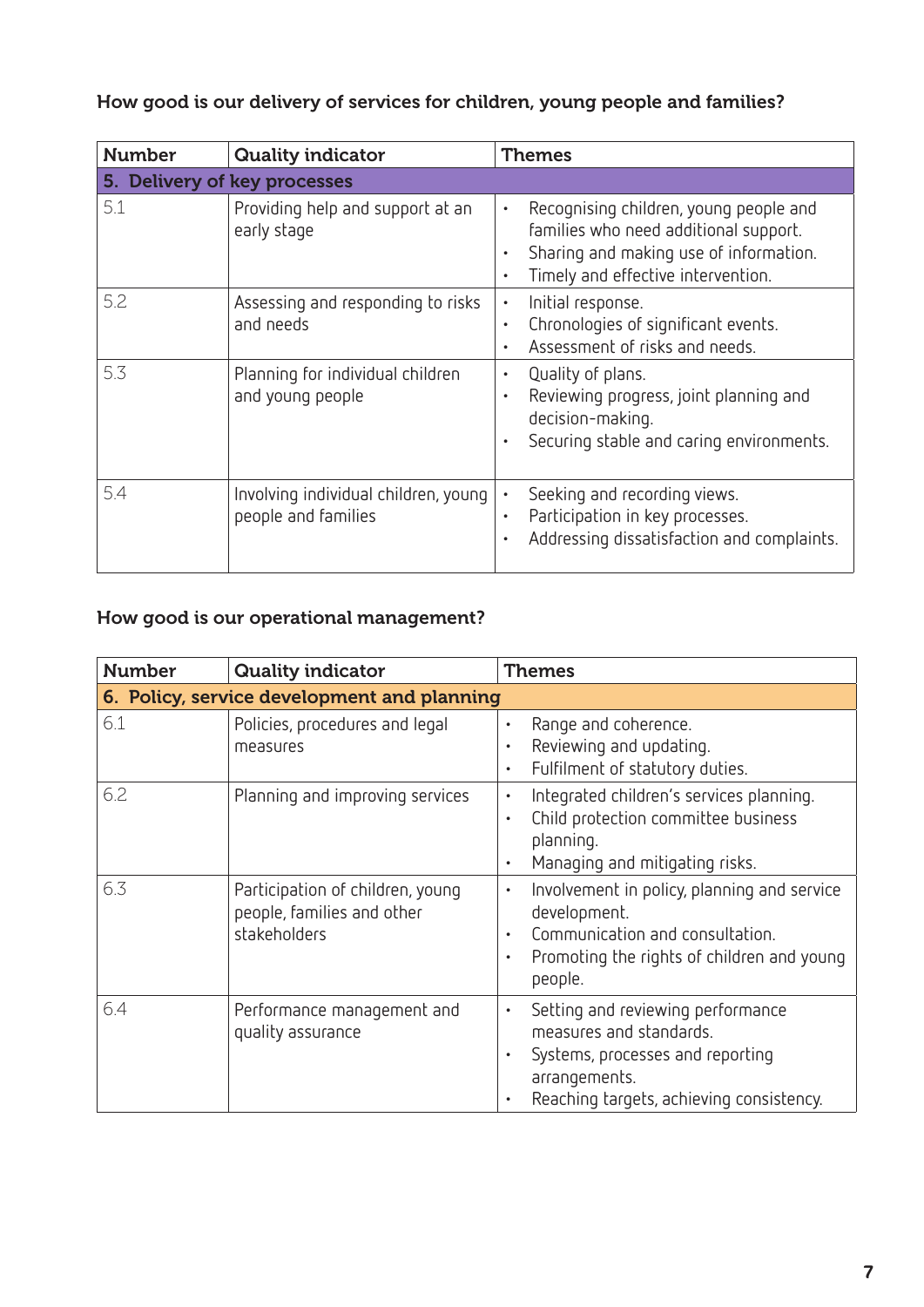**How good is our delivery of services for children, young people and families?**

| Number | Quality indicator | Themes |
|---|---|---|
| **5. Delivery of key processes** | | |
| 5.1 | Providing help and support at an early stage | • Recognising children, young people and families who need additional support.<br>• Sharing and making use of information.<br>• Timely and effective intervention. |
| 5.2 | Assessing and responding to risks and needs | • Initial response.<br>• Chronologies of significant events.<br>• Assessment of risks and needs. |
| 5.3 | Planning for individual children and young people | • Quality of plans.<br>• Reviewing progress, joint planning and decision-making.<br>• Securing stable and caring environments. |
| 5.4 | Involving individual children, young people and families | • Seeking and recording views.<br>• Participation in key processes.<br>• Addressing dissatisfaction and complaints. |

**How good is our operational management?**

| Number | Quality indicator | Themes |
|---|---|---|
| **6. Policy, service development and planning** | | |
| 6.1 | Policies, procedures and legal measures | • Range and coherence.<br>• Reviewing and updating.<br>• Fulfilment of statutory duties. |
| 6.2 | Planning and improving services | • Integrated children's services planning.<br>• Child protection committee business planning.<br>• Managing and mitigating risks. |
| 6.3 | Participation of children, young people, families and other stakeholders | • Involvement in policy, planning and service development.<br>• Communication and consultation.<br>• Promoting the rights of children and young people. |
| 6.4 | Performance management and quality assurance | • Setting and reviewing performance measures and standards.<br>• Systems, processes and reporting arrangements.<br>• Reaching targets, achieving consistency. |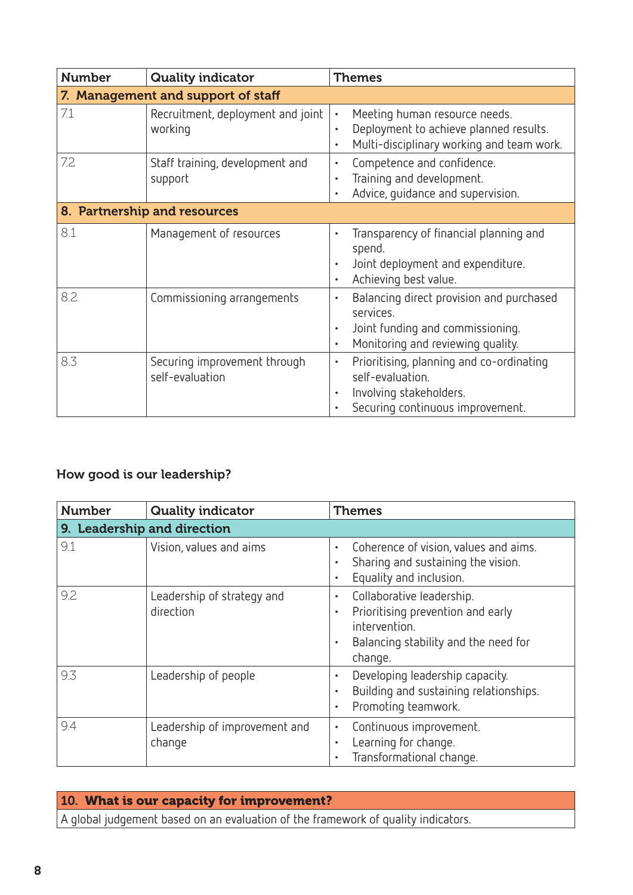| Number | Quality indicator | Themes |
|---|---|---|
| **7. Management and support of staff** | | |
| 7.1 | Recruitment, deployment and joint working | • Meeting human resource needs.<br>• Deployment to achieve planned results.<br>• Multi-disciplinary working and team work. |
| 7.2 | Staff training, development and support | • Competence and confidence.<br>• Training and development.<br>• Advice, guidance and supervision. |
| **8. Partnership and resources** | | |
| 8.1 | Management of resources | • Transparency of financial planning and spend.<br>• Joint deployment and expenditure.<br>• Achieving best value. |
| 8.2 | Commissioning arrangements | • Balancing direct provision and purchased services.<br>• Joint funding and commissioning.<br>• Monitoring and reviewing quality. |
| 8.3 | Securing improvement through self-evaluation | • Prioritising, planning and co-ordinating self-evaluation.<br>• Involving stakeholders.<br>• Securing continuous improvement. |

### How good is our leadership?

| Number | Quality indicator | Themes |
|---|---|---|
| **9. Leadership and direction** | | |
| 9.1 | Vision, values and aims | • Coherence of vision, values and aims.<br>• Sharing and sustaining the vision.<br>• Equality and inclusion. |
| 9.2 | Leadership of strategy and direction | • Collaborative leadership.<br>• Prioritising prevention and early intervention.<br>• Balancing stability and the need for change. |
| 9.3 | Leadership of people | • Developing leadership capacity.<br>• Building and sustaining relationships.<br>• Promoting teamwork. |
| 9.4 | Leadership of improvement and change | • Continuous improvement.<br>• Learning for change.<br>• Transformational change. |

| **10. What is our capacity for improvement?** |
|---|
| A global judgement based on an evaluation of the framework of quality indicators. |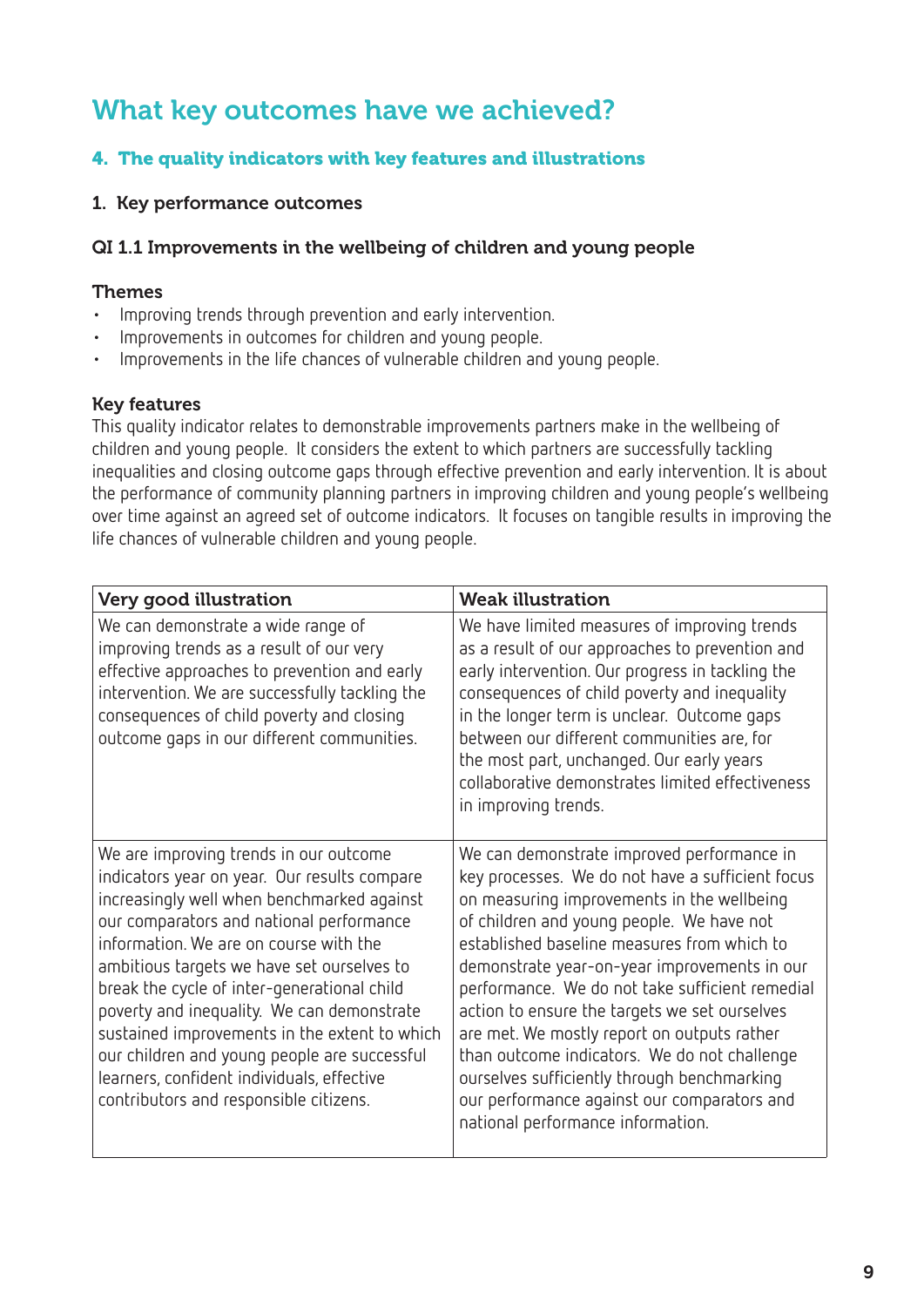# What key outcomes have we achieved?

## 4. The quality indicators with key features and illustrations

### 1. Key performance outcomes

### QI 1.1 Improvements in the wellbeing of children and young people

**Themes**

- Improving trends through prevention and early intervention.
- Improvements in outcomes for children and young people.
- Improvements in the life chances of vulnerable children and young people.

**Key features**

This quality indicator relates to demonstrable improvements partners make in the wellbeing of children and young people. It considers the extent to which partners are successfully tackling inequalities and closing outcome gaps through effective prevention and early intervention. It is about the performance of community planning partners in improving children and young people's wellbeing over time against an agreed set of outcome indicators. It focuses on tangible results in improving the life chances of vulnerable children and young people.

| Very good illustration | Weak illustration |
|---|---|
| We can demonstrate a wide range of improving trends as a result of our very effective approaches to prevention and early intervention. We are successfully tackling the consequences of child poverty and closing outcome gaps in our different communities. | We have limited measures of improving trends as a result of our approaches to prevention and early intervention. Our progress in tackling the consequences of child poverty and inequality in the longer term is unclear. Outcome gaps between our different communities are, for the most part, unchanged. Our early years collaborative demonstrates limited effectiveness in improving trends. |
| We are improving trends in our outcome indicators year on year. Our results compare increasingly well when benchmarked against our comparators and national performance information. We are on course with the ambitious targets we have set ourselves to break the cycle of inter-generational child poverty and inequality. We can demonstrate sustained improvements in the extent to which our children and young people are successful learners, confident individuals, effective contributors and responsible citizens. | We can demonstrate improved performance in key processes. We do not have a sufficient focus on measuring improvements in the wellbeing of children and young people. We have not established baseline measures from which to demonstrate year-on-year improvements in our performance. We do not take sufficient remedial action to ensure the targets we set ourselves are met. We mostly report on outputs rather than outcome indicators. We do not challenge ourselves sufficiently through benchmarking our performance against our comparators and national performance information. |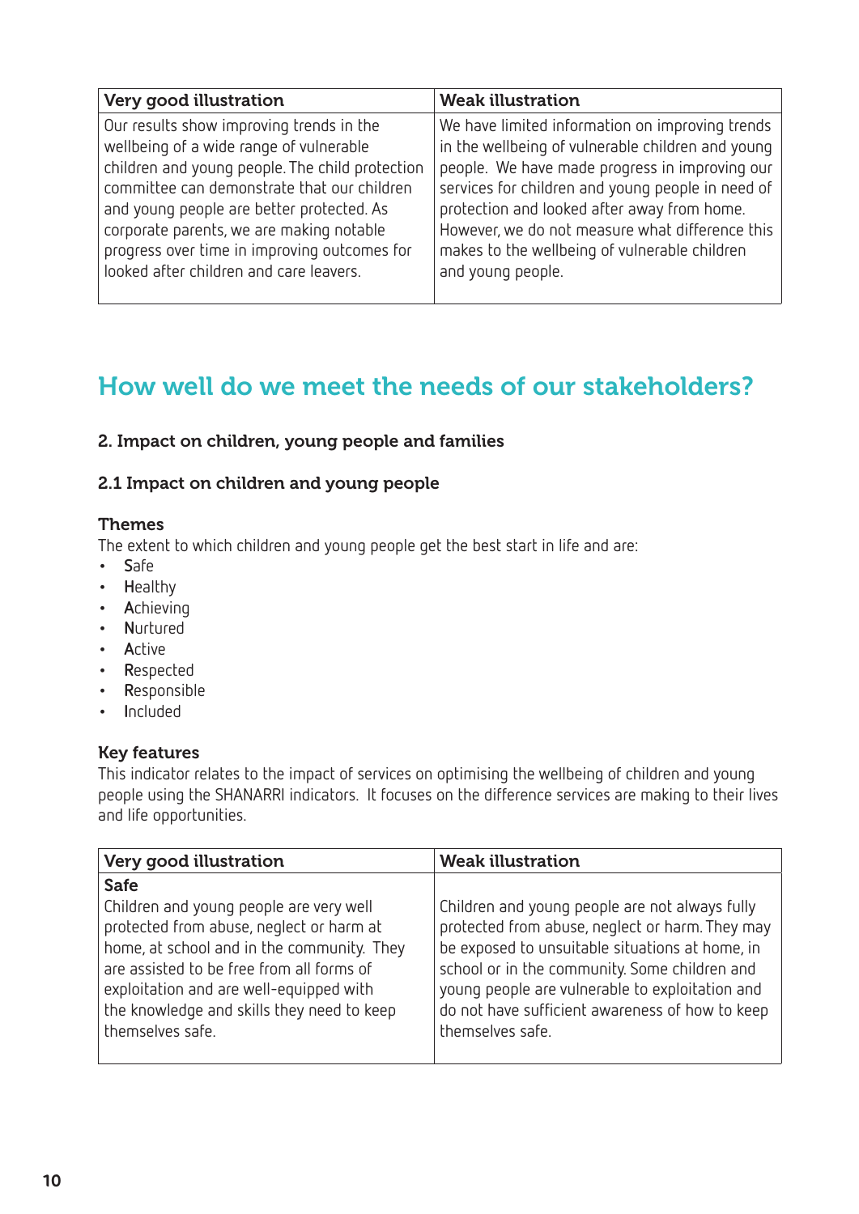| Very good illustration | Weak illustration |
| --- | --- |
| Our results show improving trends in the wellbeing of a wide range of vulnerable children and young people. The child protection committee can demonstrate that our children and young people are better protected. As corporate parents, we are making notable progress over time in improving outcomes for looked after children and care leavers. | We have limited information on improving trends in the wellbeing of vulnerable children and young people. We have made progress in improving our services for children and young people in need of protection and looked after away from home. However, we do not measure what difference this makes to the wellbeing of vulnerable children and young people. |

## How well do we meet the needs of our stakeholders?

### 2. Impact on children, young people and families

### 2.1 Impact on children and young people

#### Themes

The extent to which children and young people get the best start in life and are:

- **S**afe
- **H**ealthy
- **A**chieving
- **N**urtured
- **A**ctive
- **R**espected
- **R**esponsible
- **I**ncluded

#### Key features

This indicator relates to the impact of services on optimising the wellbeing of children and young people using the SHANARRI indicators. It focuses on the difference services are making to their lives and life opportunities.

| Very good illustration | Weak illustration |
| --- | --- |
| **Safe**<br>Children and young people are very well protected from abuse, neglect or harm at home, at school and in the community. They are assisted to be free from all forms of exploitation and are well-equipped with the knowledge and skills they need to keep themselves safe. | Children and young people are not always fully protected from abuse, neglect or harm. They may be exposed to unsuitable situations at home, in school or in the community. Some children and young people are vulnerable to exploitation and do not have sufficient awareness of how to keep themselves safe. |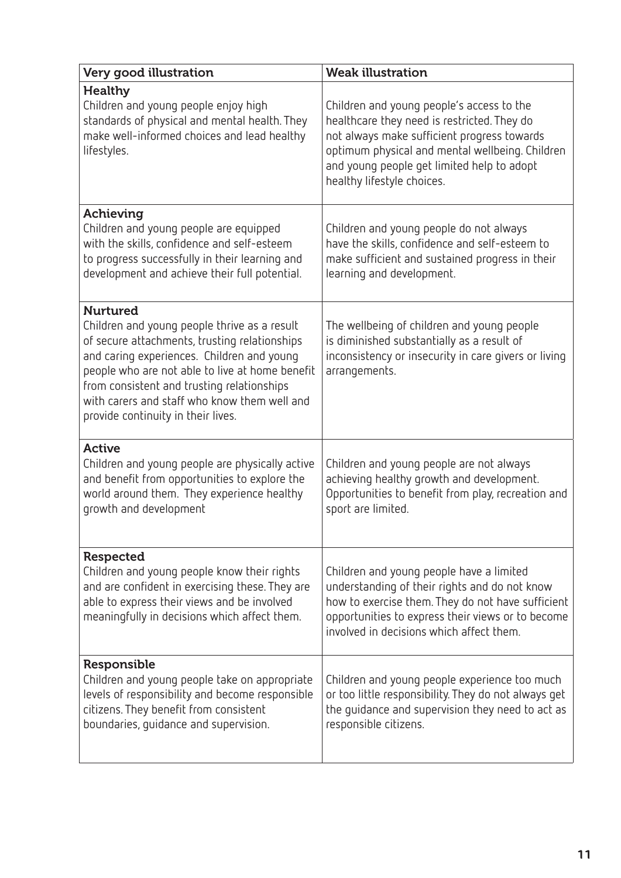| Very good illustration | Weak illustration |
|---|---|
| **Healthy**<br>Children and young people enjoy high standards of physical and mental health. They make well-informed choices and lead healthy lifestyles. | Children and young people's access to the healthcare they need is restricted. They do not always make sufficient progress towards optimum physical and mental wellbeing. Children and young people get limited help to adopt healthy lifestyle choices. |
| **Achieving**<br>Children and young people are equipped with the skills, confidence and self-esteem to progress successfully in their learning and development and achieve their full potential. | Children and young people do not always have the skills, confidence and self-esteem to make sufficient and sustained progress in their learning and development. |
| **Nurtured**<br>Children and young people thrive as a result of secure attachments, trusting relationships and caring experiences. Children and young people who are not able to live at home benefit from consistent and trusting relationships with carers and staff who know them well and provide continuity in their lives. | The wellbeing of children and young people is diminished substantially as a result of inconsistency or insecurity in care givers or living arrangements. |
| **Active**<br>Children and young people are physically active and benefit from opportunities to explore the world around them. They experience healthy growth and development | Children and young people are not always achieving healthy growth and development. Opportunities to benefit from play, recreation and sport are limited. |
| **Respected**<br>Children and young people know their rights and are confident in exercising these. They are able to express their views and be involved meaningfully in decisions which affect them. | Children and young people have a limited understanding of their rights and do not know how to exercise them. They do not have sufficient opportunities to express their views or to become involved in decisions which affect them. |
| **Responsible**<br>Children and young people take on appropriate levels of responsibility and become responsible citizens. They benefit from consistent boundaries, guidance and supervision. | Children and young people experience too much or too little responsibility. They do not always get the guidance and supervision they need to act as responsible citizens. |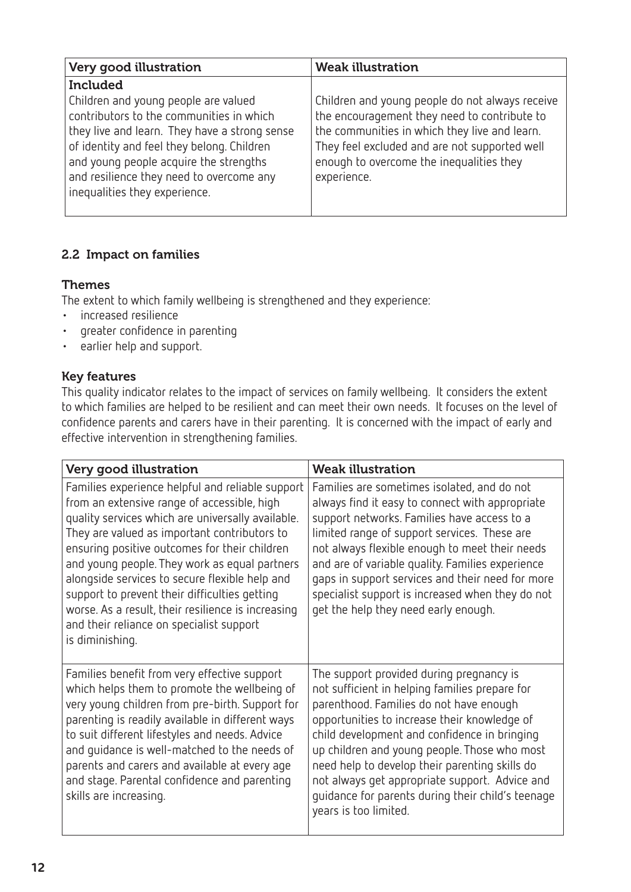| Very good illustration | Weak illustration |
|---|---|
| **Included**<br>Children and young people are valued contributors to the communities in which they live and learn. They have a strong sense of identity and feel they belong. Children and young people acquire the strengths and resilience they need to overcome any inequalities they experience. | Children and young people do not always receive the encouragement they need to contribute to the communities in which they live and learn. They feel excluded and are not supported well enough to overcome the inequalities they experience. |

### 2.2 Impact on families

#### Themes

The extent to which family wellbeing is strengthened and they experience:

- increased resilience
- greater confidence in parenting
- earlier help and support.

#### Key features

This quality indicator relates to the impact of services on family wellbeing. It considers the extent to which families are helped to be resilient and can meet their own needs. It focuses on the level of confidence parents and carers have in their parenting. It is concerned with the impact of early and effective intervention in strengthening families.

| Very good illustration | Weak illustration |
|---|---|
| Families experience helpful and reliable support from an extensive range of accessible, high quality services which are universally available. They are valued as important contributors to ensuring positive outcomes for their children and young people. They work as equal partners alongside services to secure flexible help and support to prevent their difficulties getting worse. As a result, their resilience is increasing and their reliance on specialist support is diminishing. | Families are sometimes isolated, and do not always find it easy to connect with appropriate support networks. Families have access to a limited range of support services. These are not always flexible enough to meet their needs and are of variable quality. Families experience gaps in support services and their need for more specialist support is increased when they do not get the help they need early enough. |
| Families benefit from very effective support which helps them to promote the wellbeing of very young children from pre-birth. Support for parenting is readily available in different ways to suit different lifestyles and needs. Advice and guidance is well-matched to the needs of parents and carers and available at every age and stage. Parental confidence and parenting skills are increasing. | The support provided during pregnancy is not sufficient in helping families prepare for parenthood. Families do not have enough opportunities to increase their knowledge of child development and confidence in bringing up children and young people. Those who most need help to develop their parenting skills do not always get appropriate support. Advice and guidance for parents during their child's teenage years is too limited. |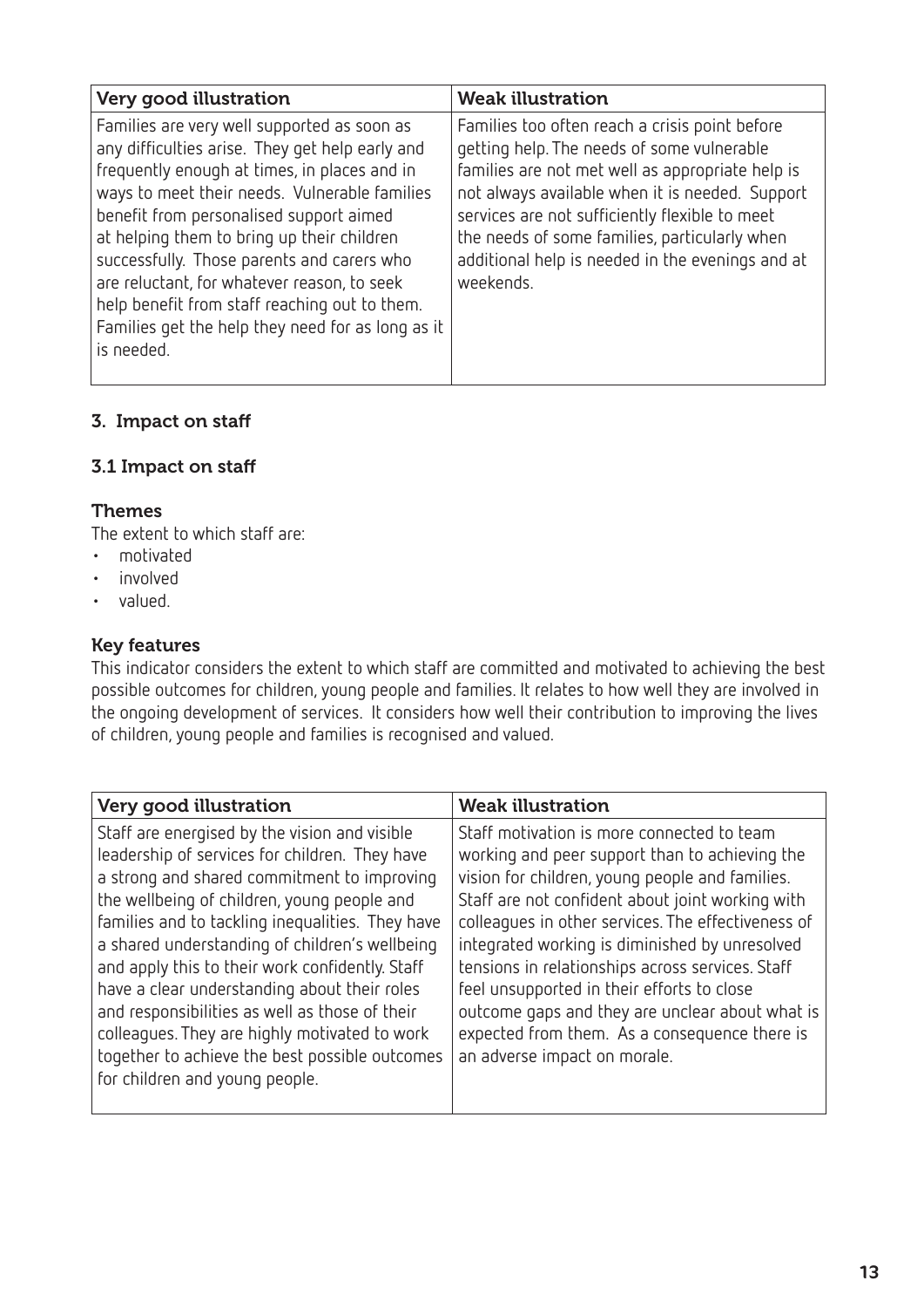| Very good illustration | Weak illustration |
|---|---|
| Families are very well supported as soon as any difficulties arise. They get help early and frequently enough at times, in places and in ways to meet their needs. Vulnerable families benefit from personalised support aimed at helping them to bring up their children successfully. Those parents and carers who are reluctant, for whatever reason, to seek help benefit from staff reaching out to them. Families get the help they need for as long as it is needed. | Families too often reach a crisis point before getting help. The needs of some vulnerable families are not met well as appropriate help is not always available when it is needed. Support services are not sufficiently flexible to meet the needs of some families, particularly when additional help is needed in the evenings and at weekends. |

### 3. Impact on staff

### 3.1 Impact on staff

#### Themes

The extent to which staff are:

- motivated
- involved
- valued.

#### Key features

This indicator considers the extent to which staff are committed and motivated to achieving the best possible outcomes for children, young people and families. It relates to how well they are involved in the ongoing development of services. It considers how well their contribution to improving the lives of children, young people and families is recognised and valued.

| Very good illustration | Weak illustration |
|---|---|
| Staff are energised by the vision and visible leadership of services for children. They have a strong and shared commitment to improving the wellbeing of children, young people and families and to tackling inequalities. They have a shared understanding of children's wellbeing and apply this to their work confidently. Staff have a clear understanding about their roles and responsibilities as well as those of their colleagues. They are highly motivated to work together to achieve the best possible outcomes for children and young people. | Staff motivation is more connected to team working and peer support than to achieving the vision for children, young people and families. Staff are not confident about joint working with colleagues in other services. The effectiveness of integrated working is diminished by unresolved tensions in relationships across services. Staff feel unsupported in their efforts to close outcome gaps and they are unclear about what is expected from them. As a consequence there is an adverse impact on morale. |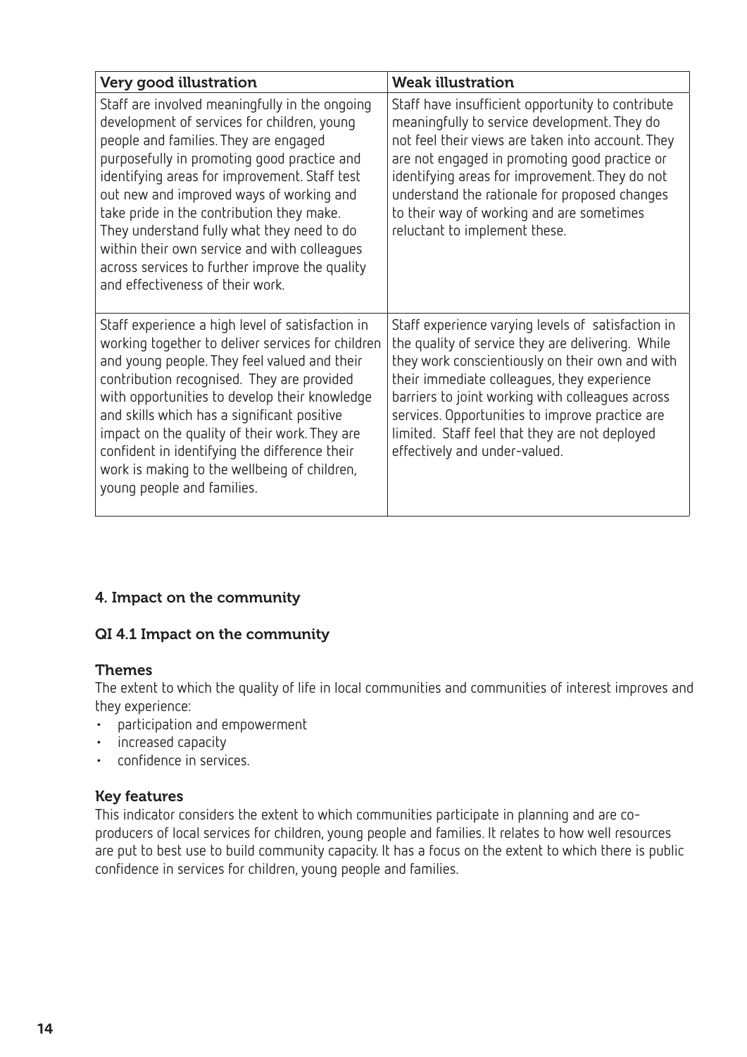| Very good illustration | Weak illustration |
| --- | --- |
| Staff are involved meaningfully in the ongoing development of services for children, young people and families. They are engaged purposefully in promoting good practice and identifying areas for improvement. Staff test out new and improved ways of working and take pride in the contribution they make. They understand fully what they need to do within their own service and with colleagues across services to further improve the quality and effectiveness of their work. | Staff have insufficient opportunity to contribute meaningfully to service development. They do not feel their views are taken into account. They are not engaged in promoting good practice or identifying areas for improvement. They do not understand the rationale for proposed changes to their way of working and are sometimes reluctant to implement these. |
| Staff experience a high level of satisfaction in working together to deliver services for children and young people. They feel valued and their contribution recognised. They are provided with opportunities to develop their knowledge and skills which has a significant positive impact on the quality of their work. They are confident in identifying the difference their work is making to the wellbeing of children, young people and families. | Staff experience varying levels of satisfaction in the quality of service they are delivering. While they work conscientiously on their own and with their immediate colleagues, they experience barriers to joint working with colleagues across services. Opportunities to improve practice are limited. Staff feel that they are not deployed effectively and under-valued. |

## 4. Impact on the community

### QI 4.1 Impact on the community

#### Themes

The extent to which the quality of life in local communities and communities of interest improves and they experience:

- participation and empowerment
- increased capacity
- confidence in services.

#### Key features

This indicator considers the extent to which communities participate in planning and are co-producers of local services for children, young people and families. It relates to how well resources are put to best use to build community capacity. It has a focus on the extent to which there is public confidence in services for children, young people and families.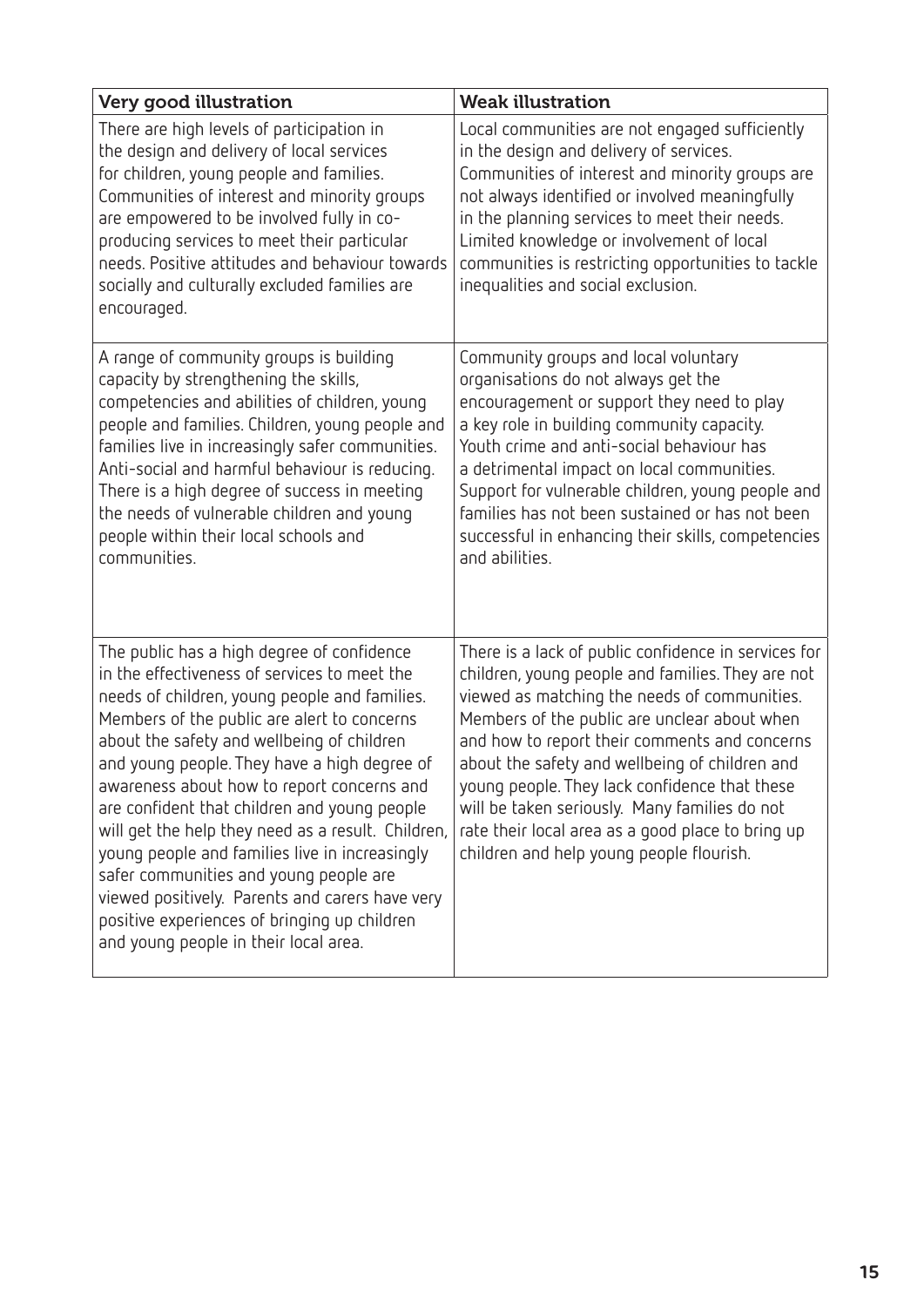| Very good illustration | Weak illustration |
|---|---|
| There are high levels of participation in the design and delivery of local services for children, young people and families. Communities of interest and minority groups are empowered to be involved fully in co-producing services to meet their particular needs. Positive attitudes and behaviour towards socially and culturally excluded families are encouraged. | Local communities are not engaged sufficiently in the design and delivery of services. Communities of interest and minority groups are not always identified or involved meaningfully in the planning services to meet their needs. Limited knowledge or involvement of local communities is restricting opportunities to tackle inequalities and social exclusion. |
| A range of community groups is building capacity by strengthening the skills, competencies and abilities of children, young people and families. Children, young people and families live in increasingly safer communities. Anti-social and harmful behaviour is reducing. There is a high degree of success in meeting the needs of vulnerable children and young people within their local schools and communities. | Community groups and local voluntary organisations do not always get the encouragement or support they need to play a key role in building community capacity. Youth crime and anti-social behaviour has a detrimental impact on local communities. Support for vulnerable children, young people and families has not been sustained or has not been successful in enhancing their skills, competencies and abilities. |
| The public has a high degree of confidence in the effectiveness of services to meet the needs of children, young people and families. Members of the public are alert to concerns about the safety and wellbeing of children and young people. They have a high degree of awareness about how to report concerns and are confident that children and young people will get the help they need as a result. Children, young people and families live in increasingly safer communities and young people are viewed positively. Parents and carers have very positive experiences of bringing up children and young people in their local area. | There is a lack of public confidence in services for children, young people and families. They are not viewed as matching the needs of communities. Members of the public are unclear about when and how to report their comments and concerns about the safety and wellbeing of children and young people. They lack confidence that these will be taken seriously. Many families do not rate their local area as a good place to bring up children and help young people flourish. |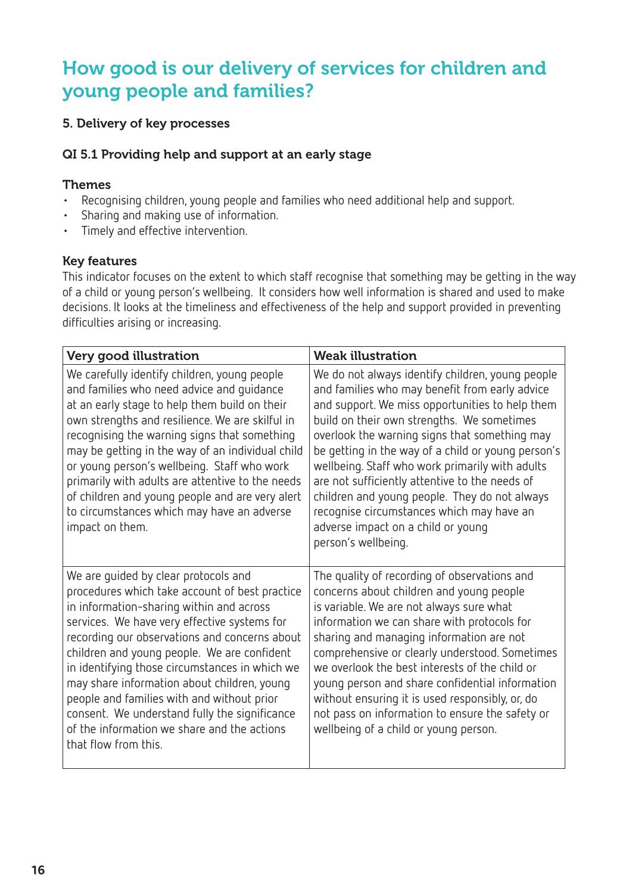# How good is our delivery of services for children and young people and families?

## 5. Delivery of key processes

### QI 5.1 Providing help and support at an early stage

**Themes**

- Recognising children, young people and families who need additional help and support.
- Sharing and making use of information.
- Timely and effective intervention.

**Key features**

This indicator focuses on the extent to which staff recognise that something may be getting in the way of a child or young person's wellbeing. It considers how well information is shared and used to make decisions. It looks at the timeliness and effectiveness of the help and support provided in preventing difficulties arising or increasing.

| Very good illustration | Weak illustration |
|---|---|
| We carefully identify children, young people and families who need advice and guidance at an early stage to help them build on their own strengths and resilience. We are skilful in recognising the warning signs that something may be getting in the way of an individual child or young person's wellbeing. Staff who work primarily with adults are attentive to the needs of children and young people and are very alert to circumstances which may have an adverse impact on them. | We do not always identify children, young people and families who may benefit from early advice and support. We miss opportunities to help them build on their own strengths. We sometimes overlook the warning signs that something may be getting in the way of a child or young person's wellbeing. Staff who work primarily with adults are not sufficiently attentive to the needs of children and young people. They do not always recognise circumstances which may have an adverse impact on a child or young person's wellbeing. |
| We are guided by clear protocols and procedures which take account of best practice in information-sharing within and across services. We have very effective systems for recording our observations and concerns about children and young people. We are confident in identifying those circumstances in which we may share information about children, young people and families with and without prior consent. We understand fully the significance of the information we share and the actions that flow from this. | The quality of recording of observations and concerns about children and young people is variable. We are not always sure what information we can share with protocols for sharing and managing information are not comprehensive or clearly understood. Sometimes we overlook the best interests of the child or young person and share confidential information without ensuring it is used responsibly, or, do not pass on information to ensure the safety or wellbeing of a child or young person. |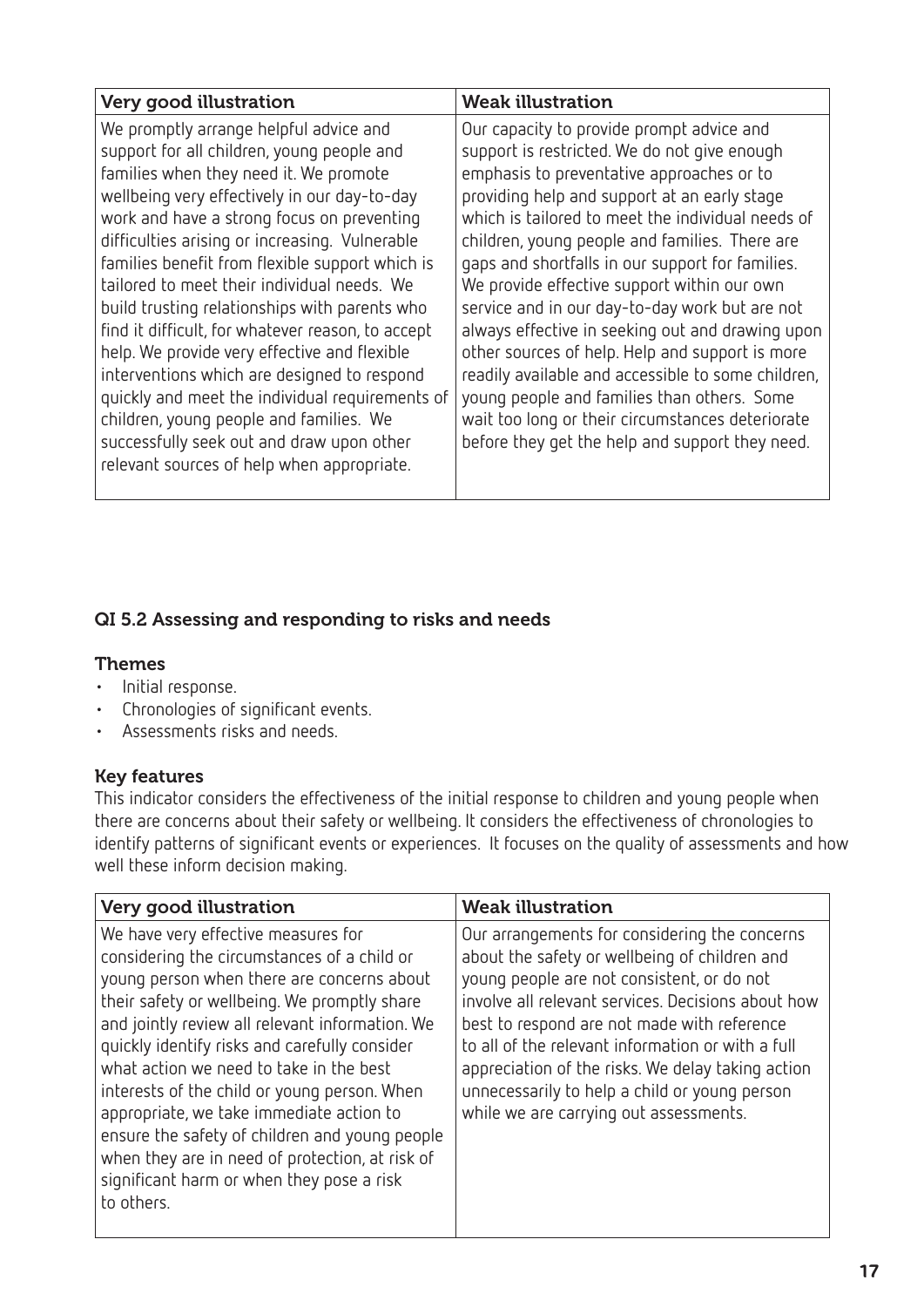| Very good illustration | Weak illustration |
| --- | --- |
| We promptly arrange helpful advice and support for all children, young people and families when they need it. We promote wellbeing very effectively in our day-to-day work and have a strong focus on preventing difficulties arising or increasing. Vulnerable families benefit from flexible support which is tailored to meet their individual needs. We build trusting relationships with parents who find it difficult, for whatever reason, to accept help. We provide very effective and flexible interventions which are designed to respond quickly and meet the individual requirements of children, young people and families. We successfully seek out and draw upon other relevant sources of help when appropriate. | Our capacity to provide prompt advice and support is restricted. We do not give enough emphasis to preventative approaches or to providing help and support at an early stage which is tailored to meet the individual needs of children, young people and families. There are gaps and shortfalls in our support for families. We provide effective support within our own service and in our day-to-day work but are not always effective in seeking out and drawing upon other sources of help. Help and support is more readily available and accessible to some children, young people and families than others. Some wait too long or their circumstances deteriorate before they get the help and support they need. |

### QI 5.2 Assessing and responding to risks and needs

#### Themes

- Initial response.
- Chronologies of significant events.
- Assessments risks and needs.

#### Key features

This indicator considers the effectiveness of the initial response to children and young people when there are concerns about their safety or wellbeing. It considers the effectiveness of chronologies to identify patterns of significant events or experiences. It focuses on the quality of assessments and how well these inform decision making.

| Very good illustration | Weak illustration |
| --- | --- |
| We have very effective measures for considering the circumstances of a child or young person when there are concerns about their safety or wellbeing. We promptly share and jointly review all relevant information. We quickly identify risks and carefully consider what action we need to take in the best interests of the child or young person. When appropriate, we take immediate action to ensure the safety of children and young people when they are in need of protection, at risk of significant harm or when they pose a risk to others. | Our arrangements for considering the concerns about the safety or wellbeing of children and young people are not consistent, or do not involve all relevant services. Decisions about how best to respond are not made with reference to all of the relevant information or with a full appreciation of the risks. We delay taking action unnecessarily to help a child or young person while we are carrying out assessments. |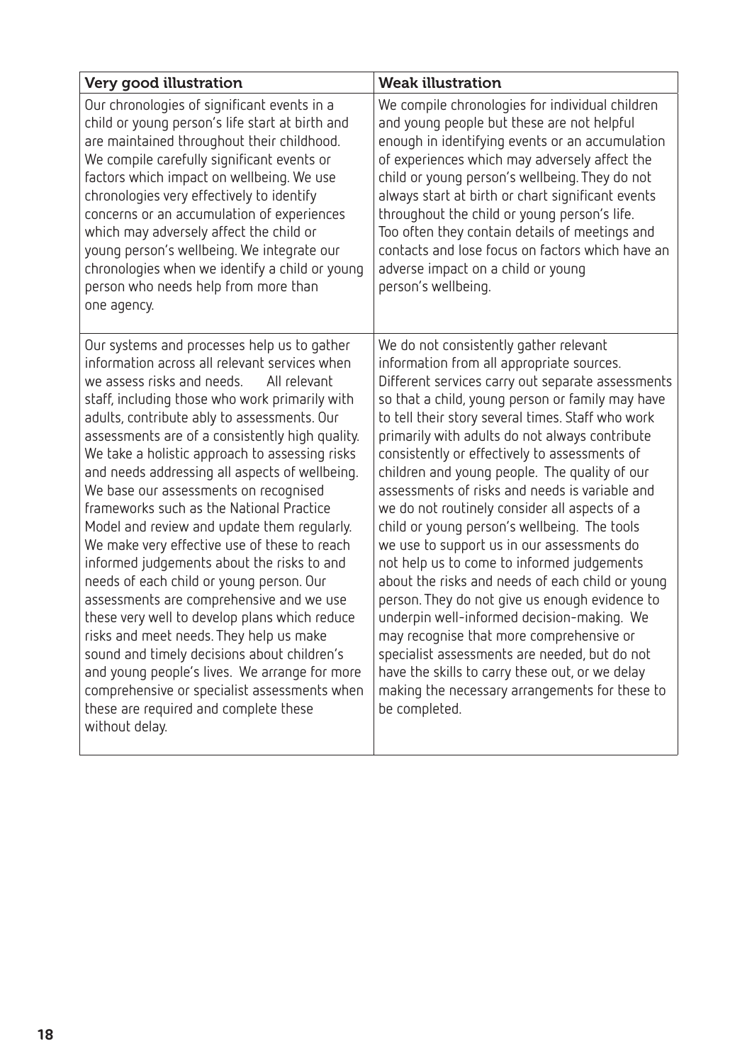| Very good illustration | Weak illustration |
| --- | --- |
| Our chronologies of significant events in a child or young person's life start at birth and are maintained throughout their childhood. We compile carefully significant events or factors which impact on wellbeing. We use chronologies very effectively to identify concerns or an accumulation of experiences which may adversely affect the child or young person's wellbeing. We integrate our chronologies when we identify a child or young person who needs help from more than one agency. | We compile chronologies for individual children and young people but these are not helpful enough in identifying events or an accumulation of experiences which may adversely affect the child or young person's wellbeing. They do not always start at birth or chart significant events throughout the child or young person's life. Too often they contain details of meetings and contacts and lose focus on factors which have an adverse impact on a child or young person's wellbeing. |
| Our systems and processes help us to gather information across all relevant services when we assess risks and needs. All relevant staff, including those who work primarily with adults, contribute ably to assessments. Our assessments are of a consistently high quality. We take a holistic approach to assessing risks and needs addressing all aspects of wellbeing. We base our assessments on recognised frameworks such as the National Practice Model and review and update them regularly. We make very effective use of these to reach informed judgements about the risks to and needs of each child or young person. Our assessments are comprehensive and we use these very well to develop plans which reduce risks and meet needs. They help us make sound and timely decisions about children's and young people's lives. We arrange for more comprehensive or specialist assessments when these are required and complete these without delay. | We do not consistently gather relevant information from all appropriate sources. Different services carry out separate assessments so that a child, young person or family may have to tell their story several times. Staff who work primarily with adults do not always contribute consistently or effectively to assessments of children and young people. The quality of our assessments of risks and needs is variable and we do not routinely consider all aspects of a child or young person's wellbeing. The tools we use to support us in our assessments do not help us to come to informed judgements about the risks and needs of each child or young person. They do not give us enough evidence to underpin well-informed decision-making. We may recognise that more comprehensive or specialist assessments are needed, but do not have the skills to carry these out, or we delay making the necessary arrangements for these to be completed. |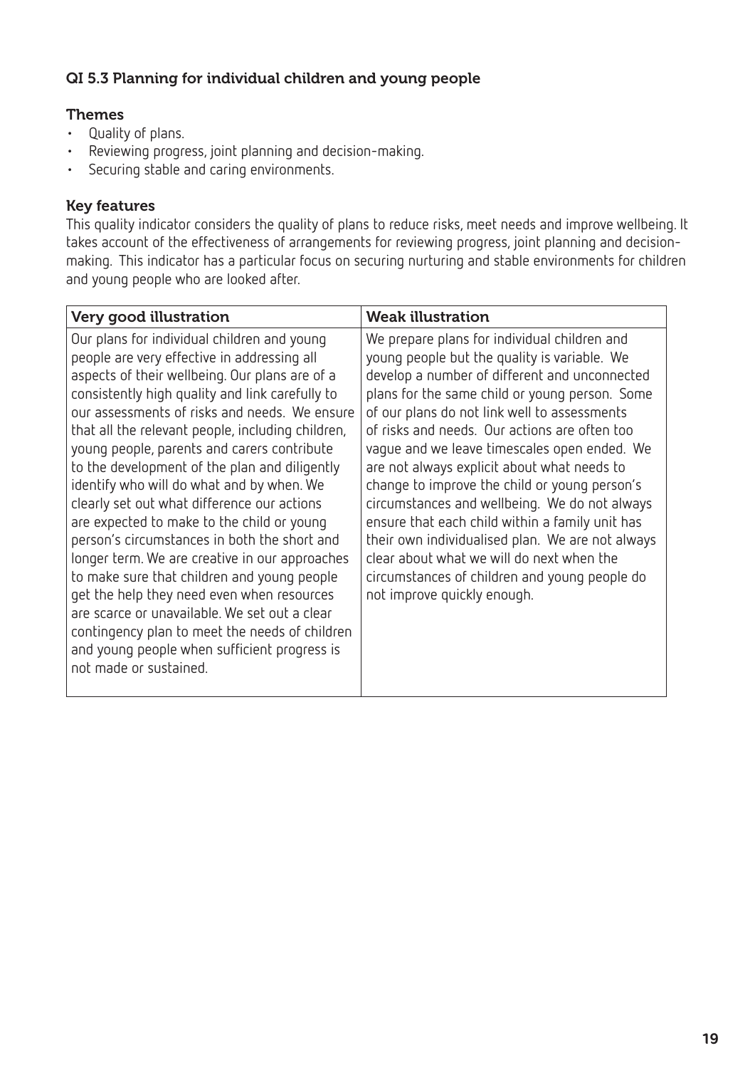### QI 5.3 Planning for individual children and young people

#### Themes

- Quality of plans.
- Reviewing progress, joint planning and decision-making.
- Securing stable and caring environments.

#### Key features

This quality indicator considers the quality of plans to reduce risks, meet needs and improve wellbeing. It takes account of the effectiveness of arrangements for reviewing progress, joint planning and decision-making. This indicator has a particular focus on securing nurturing and stable environments for children and young people who are looked after.

| Very good illustration | Weak illustration |
|---|---|
| Our plans for individual children and young people are very effective in addressing all aspects of their wellbeing. Our plans are of a consistently high quality and link carefully to our assessments of risks and needs. We ensure that all the relevant people, including children, young people, parents and carers contribute to the development of the plan and diligently identify who will do what and by when. We clearly set out what difference our actions are expected to make to the child or young person's circumstances in both the short and longer term. We are creative in our approaches to make sure that children and young people get the help they need even when resources are scarce or unavailable. We set out a clear contingency plan to meet the needs of children and young people when sufficient progress is not made or sustained. | We prepare plans for individual children and young people but the quality is variable. We develop a number of different and unconnected plans for the same child or young person. Some of our plans do not link well to assessments of risks and needs. Our actions are often too vague and we leave timescales open ended. We are not always explicit about what needs to change to improve the child or young person's circumstances and wellbeing. We do not always ensure that each child within a family unit has their own individualised plan. We are not always clear about what we will do next when the circumstances of children and young people do not improve quickly enough. |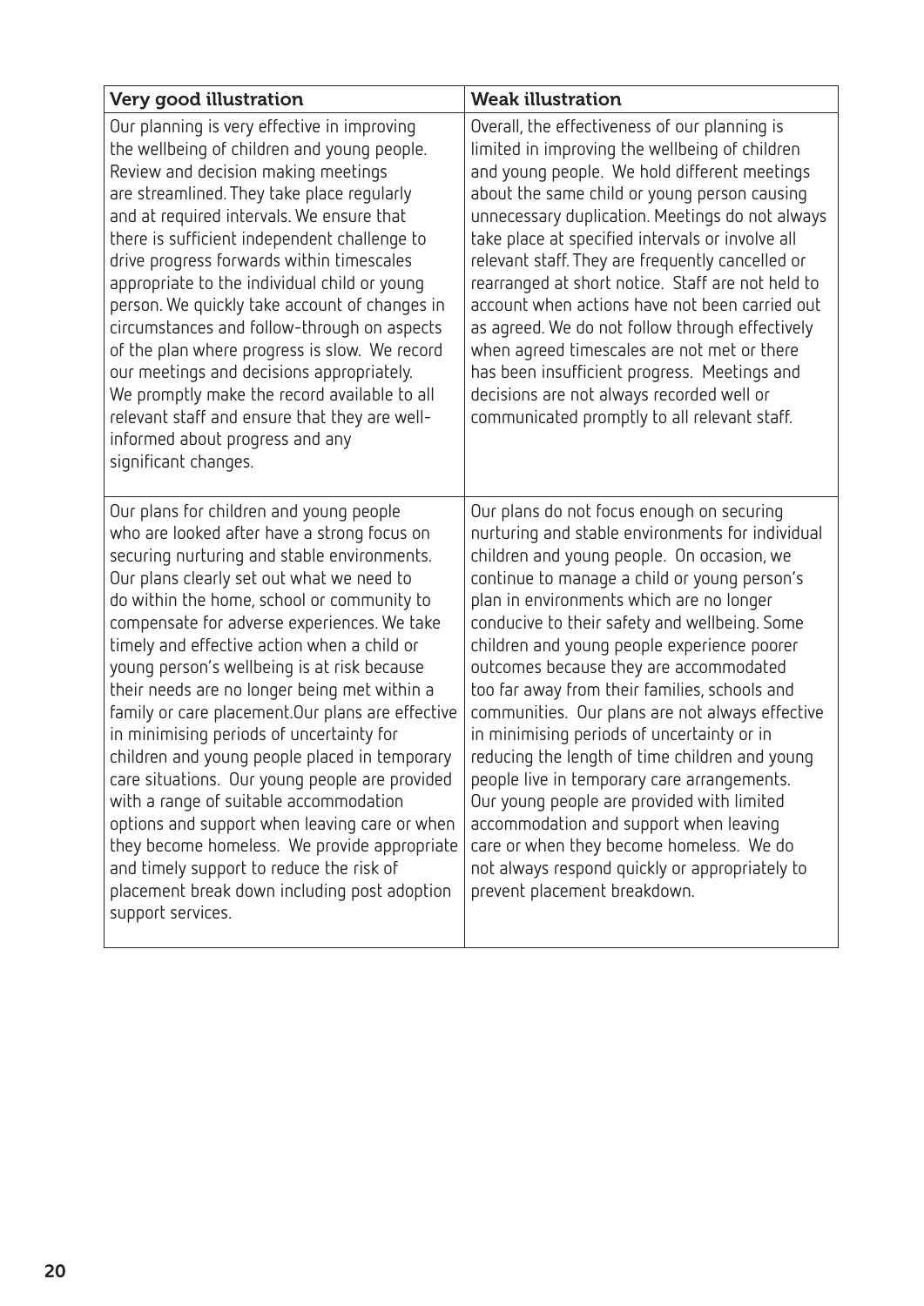| Very good illustration | Weak illustration |
|---|---|
| Our planning is very effective in improving the wellbeing of children and young people. Review and decision making meetings are streamlined. They take place regularly and at required intervals. We ensure that there is sufficient independent challenge to drive progress forwards within timescales appropriate to the individual child or young person. We quickly take account of changes in circumstances and follow-through on aspects of the plan where progress is slow. We record our meetings and decisions appropriately. We promptly make the record available to all relevant staff and ensure that they are well-informed about progress and any significant changes. | Overall, the effectiveness of our planning is limited in improving the wellbeing of children and young people. We hold different meetings about the same child or young person causing unnecessary duplication. Meetings do not always take place at specified intervals or involve all relevant staff. They are frequently cancelled or rearranged at short notice. Staff are not held to account when actions have not been carried out as agreed. We do not follow through effectively when agreed timescales are not met or there has been insufficient progress. Meetings and decisions are not always recorded well or communicated promptly to all relevant staff. |
| Our plans for children and young people who are looked after have a strong focus on securing nurturing and stable environments. Our plans clearly set out what we need to do within the home, school or community to compensate for adverse experiences. We take timely and effective action when a child or young person's wellbeing is at risk because their needs are no longer being met within a family or care placement.Our plans are effective in minimising periods of uncertainty for children and young people placed in temporary care situations. Our young people are provided with a range of suitable accommodation options and support when leaving care or when they become homeless. We provide appropriate and timely support to reduce the risk of placement break down including post adoption support services. | Our plans do not focus enough on securing nurturing and stable environments for individual children and young people. On occasion, we continue to manage a child or young person's plan in environments which are no longer conducive to their safety and wellbeing. Some children and young people experience poorer outcomes because they are accommodated too far away from their families, schools and communities. Our plans are not always effective in minimising periods of uncertainty or in reducing the length of time children and young people live in temporary care arrangements. Our young people are provided with limited accommodation and support when leaving care or when they become homeless. We do not always respond quickly or appropriately to prevent placement breakdown. |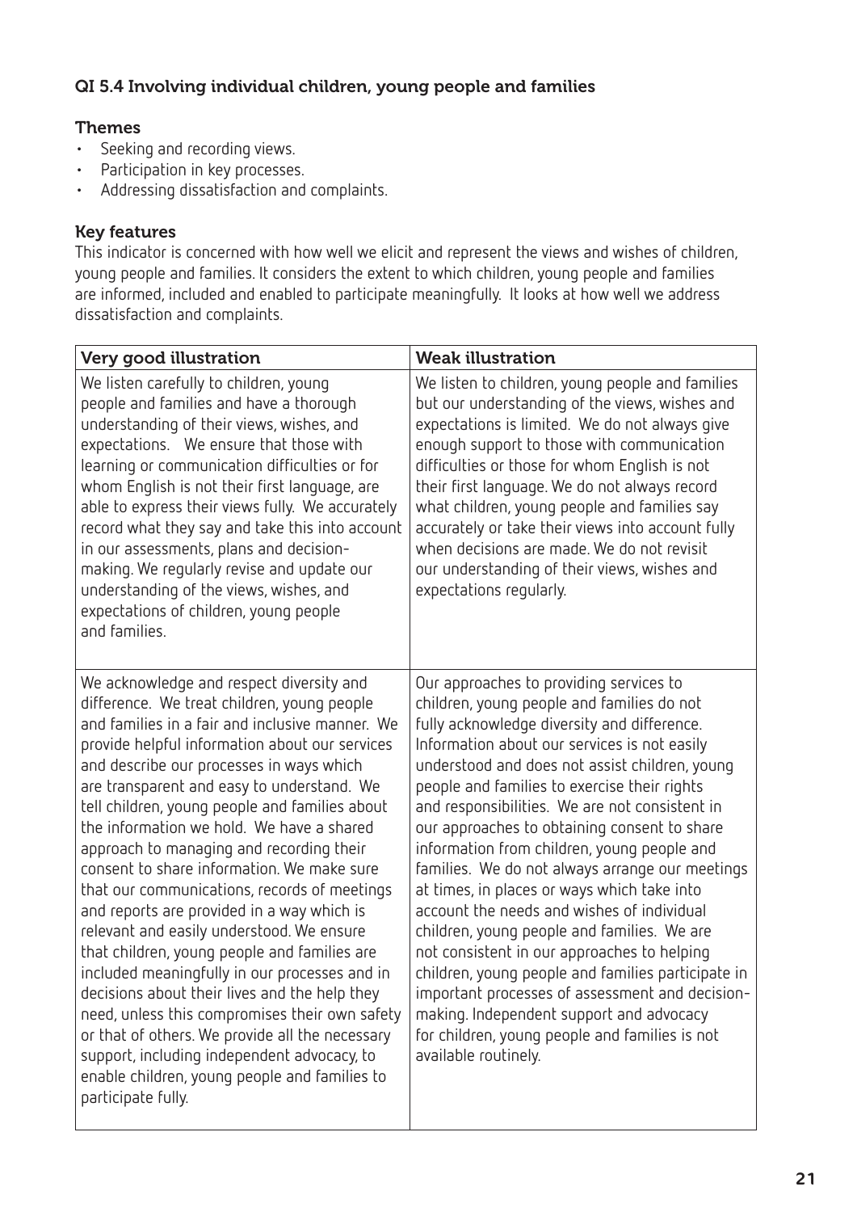### QI 5.4 Involving individual children, young people and families

**Themes**

- Seeking and recording views.
- Participation in key processes.
- Addressing dissatisfaction and complaints.

**Key features**

This indicator is concerned with how well we elicit and represent the views and wishes of children, young people and families. It considers the extent to which children, young people and families are informed, included and enabled to participate meaningfully. It looks at how well we address dissatisfaction and complaints.

| Very good illustration | Weak illustration |
|---|---|
| We listen carefully to children, young people and families and have a thorough understanding of their views, wishes, and expectations. We ensure that those with learning or communication difficulties or for whom English is not their first language, are able to express their views fully. We accurately record what they say and take this into account in our assessments, plans and decision-making. We regularly revise and update our understanding of the views, wishes, and expectations of children, young people and families. | We listen to children, young people and families but our understanding of the views, wishes and expectations is limited. We do not always give enough support to those with communication difficulties or those for whom English is not their first language. We do not always record what children, young people and families say accurately or take their views into account fully when decisions are made. We do not revisit our understanding of their views, wishes and expectations regularly. |
| We acknowledge and respect diversity and difference. We treat children, young people and families in a fair and inclusive manner. We provide helpful information about our services and describe our processes in ways which are transparent and easy to understand. We tell children, young people and families about the information we hold. We have a shared approach to managing and recording their consent to share information. We make sure that our communications, records of meetings and reports are provided in a way which is relevant and easily understood. We ensure that children, young people and families are included meaningfully in our processes and in decisions about their lives and the help they need, unless this compromises their own safety or that of others. We provide all the necessary support, including independent advocacy, to enable children, young people and families to participate fully. | Our approaches to providing services to children, young people and families do not fully acknowledge diversity and difference. Information about our services is not easily understood and does not assist children, young people and families to exercise their rights and responsibilities. We are not consistent in our approaches to obtaining consent to share information from children, young people and families. We do not always arrange our meetings at times, in places or ways which take into account the needs and wishes of individual children, young people and families. We are not consistent in our approaches to helping children, young people and families participate in important processes of assessment and decision-making. Independent support and advocacy for children, young people and families is not available routinely. |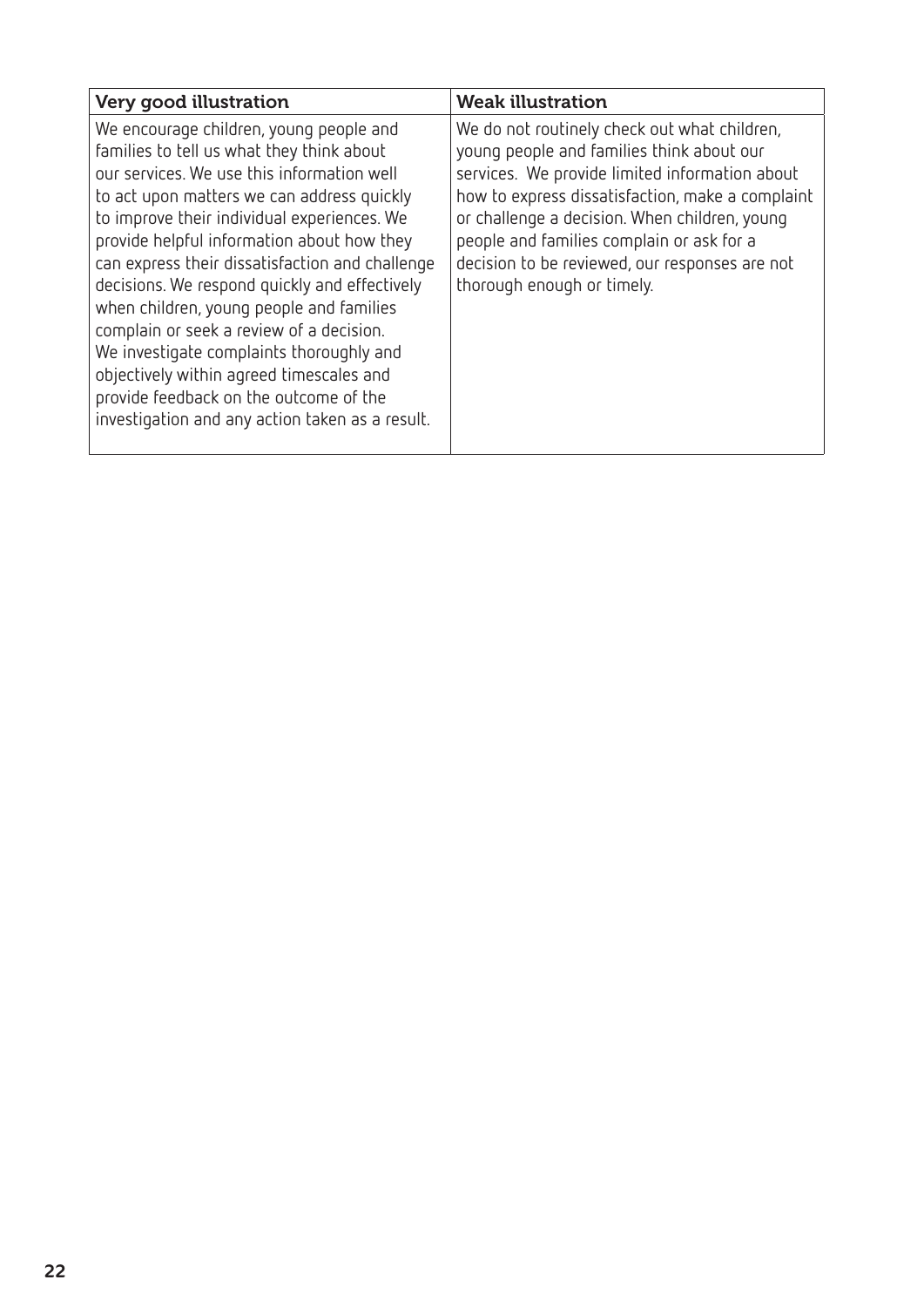| Very good illustration | Weak illustration |
| --- | --- |
| We encourage children, young people and families to tell us what they think about our services. We use this information well to act upon matters we can address quickly to improve their individual experiences. We provide helpful information about how they can express their dissatisfaction and challenge decisions. We respond quickly and effectively when children, young people and families complain or seek a review of a decision. We investigate complaints thoroughly and objectively within agreed timescales and provide feedback on the outcome of the investigation and any action taken as a result. | We do not routinely check out what children, young people and families think about our services. We provide limited information about how to express dissatisfaction, make a complaint or challenge a decision. When children, young people and families complain or ask for a decision to be reviewed, our responses are not thorough enough or timely. |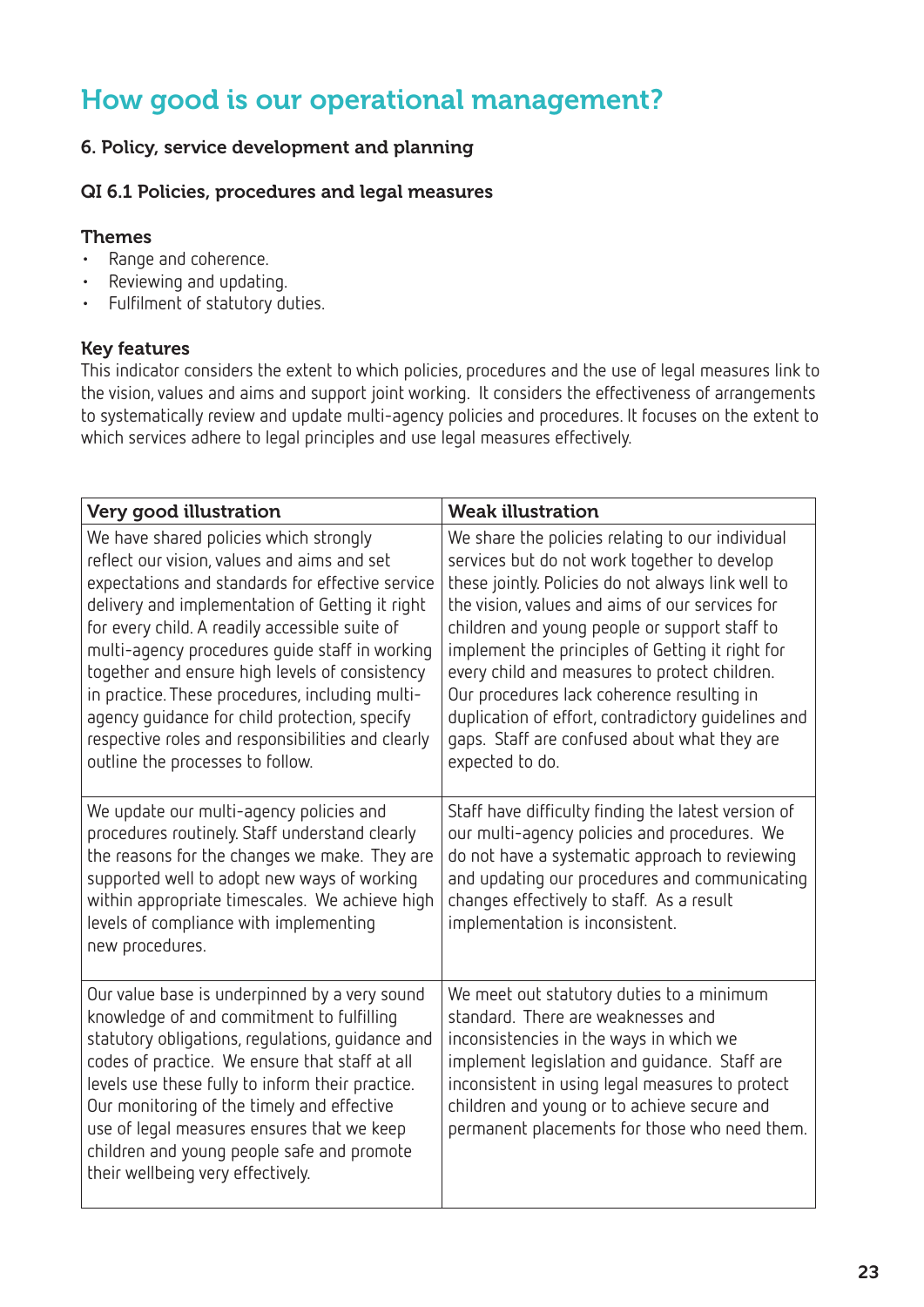# How good is our operational management?

### 6. Policy, service development and planning

### QI 6.1 Policies, procedures and legal measures

**Themes**

- Range and coherence.
- Reviewing and updating.
- Fulfilment of statutory duties.

**Key features**

This indicator considers the extent to which policies, procedures and the use of legal measures link to the vision, values and aims and support joint working. It considers the effectiveness of arrangements to systematically review and update multi-agency policies and procedures. It focuses on the extent to which services adhere to legal principles and use legal measures effectively.

| Very good illustration | Weak illustration |
|---|---|
| We have shared policies which strongly reflect our vision, values and aims and set expectations and standards for effective service delivery and implementation of Getting it right for every child. A readily accessible suite of multi-agency procedures guide staff in working together and ensure high levels of consistency in practice. These procedures, including multi-agency guidance for child protection, specify respective roles and responsibilities and clearly outline the processes to follow. | We share the policies relating to our individual services but do not work together to develop these jointly. Policies do not always link well to the vision, values and aims of our services for children and young people or support staff to implement the principles of Getting it right for every child and measures to protect children. Our procedures lack coherence resulting in duplication of effort, contradictory guidelines and gaps. Staff are confused about what they are expected to do. |
| We update our multi-agency policies and procedures routinely. Staff understand clearly the reasons for the changes we make. They are supported well to adopt new ways of working within appropriate timescales. We achieve high levels of compliance with implementing new procedures. | Staff have difficulty finding the latest version of our multi-agency policies and procedures. We do not have a systematic approach to reviewing and updating our procedures and communicating changes effectively to staff. As a result implementation is inconsistent. |
| Our value base is underpinned by a very sound knowledge of and commitment to fulfilling statutory obligations, regulations, guidance and codes of practice. We ensure that staff at all levels use these fully to inform their practice. Our monitoring of the timely and effective use of legal measures ensures that we keep children and young people safe and promote their wellbeing very effectively. | We meet out statutory duties to a minimum standard. There are weaknesses and inconsistencies in the ways in which we implement legislation and guidance. Staff are inconsistent in using legal measures to protect children and young or to achieve secure and permanent placements for those who need them. |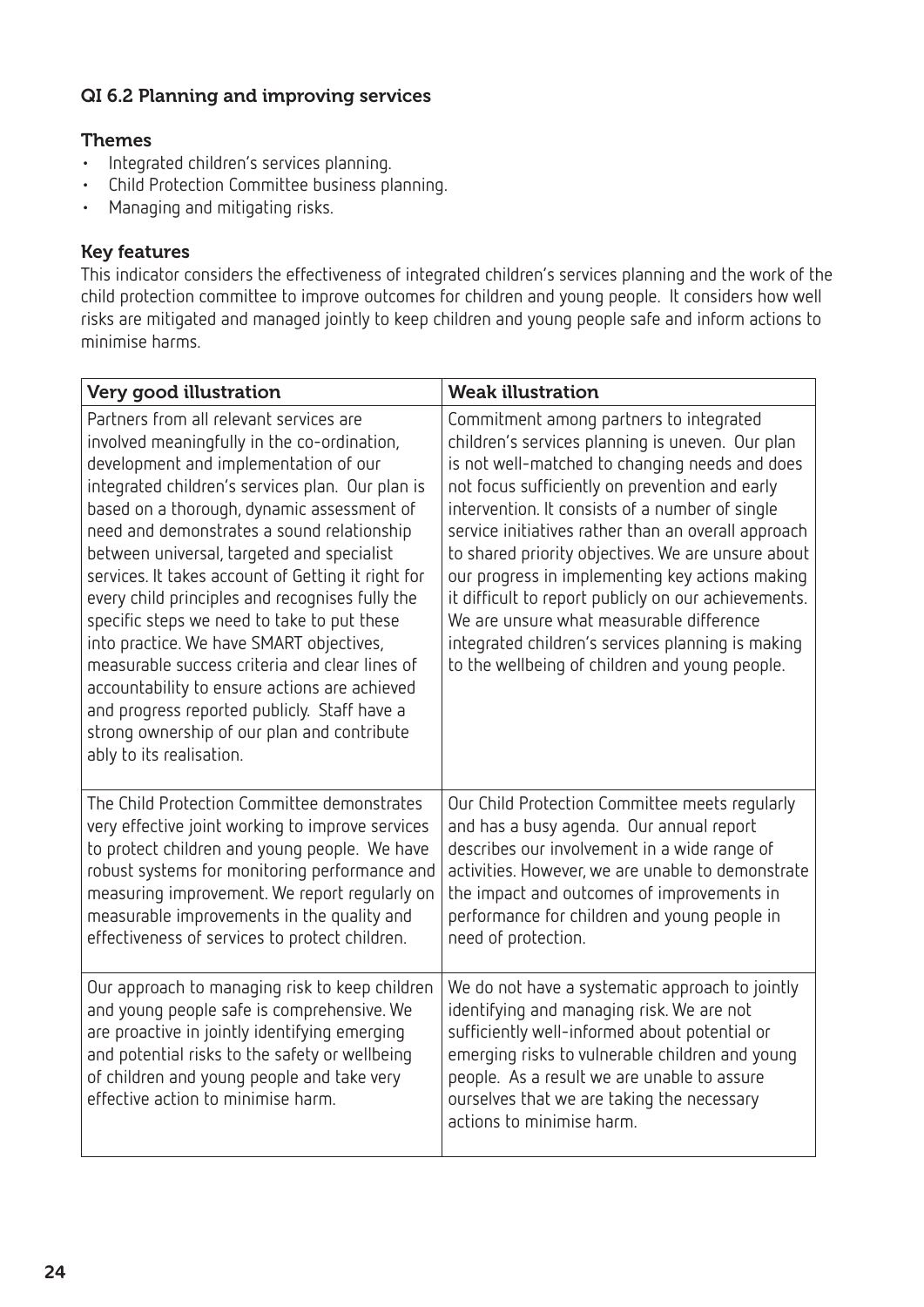### QI 6.2 Planning and improving services

**Themes**

- Integrated children's services planning.
- Child Protection Committee business planning.
- Managing and mitigating risks.

**Key features**

This indicator considers the effectiveness of integrated children's services planning and the work of the child protection committee to improve outcomes for children and young people. It considers how well risks are mitigated and managed jointly to keep children and young people safe and inform actions to minimise harms.

| Very good illustration | Weak illustration |
|---|---|
| Partners from all relevant services are involved meaningfully in the co-ordination, development and implementation of our integrated children's services plan. Our plan is based on a thorough, dynamic assessment of need and demonstrates a sound relationship between universal, targeted and specialist services. It takes account of Getting it right for every child principles and recognises fully the specific steps we need to take to put these into practice. We have SMART objectives, measurable success criteria and clear lines of accountability to ensure actions are achieved and progress reported publicly. Staff have a strong ownership of our plan and contribute ably to its realisation. | Commitment among partners to integrated children's services planning is uneven. Our plan is not well-matched to changing needs and does not focus sufficiently on prevention and early intervention. It consists of a number of single service initiatives rather than an overall approach to shared priority objectives. We are unsure about our progress in implementing key actions making it difficult to report publicly on our achievements. We are unsure what measurable difference integrated children's services planning is making to the wellbeing of children and young people. |
| The Child Protection Committee demonstrates very effective joint working to improve services to protect children and young people. We have robust systems for monitoring performance and measuring improvement. We report regularly on measurable improvements in the quality and effectiveness of services to protect children. | Our Child Protection Committee meets regularly and has a busy agenda. Our annual report describes our involvement in a wide range of activities. However, we are unable to demonstrate the impact and outcomes of improvements in performance for children and young people in need of protection. |
| Our approach to managing risk to keep children and young people safe is comprehensive. We are proactive in jointly identifying emerging and potential risks to the safety or wellbeing of children and young people and take very effective action to minimise harm. | We do not have a systematic approach to jointly identifying and managing risk. We are not sufficiently well-informed about potential or emerging risks to vulnerable children and young people. As a result we are unable to assure ourselves that we are taking the necessary actions to minimise harm. |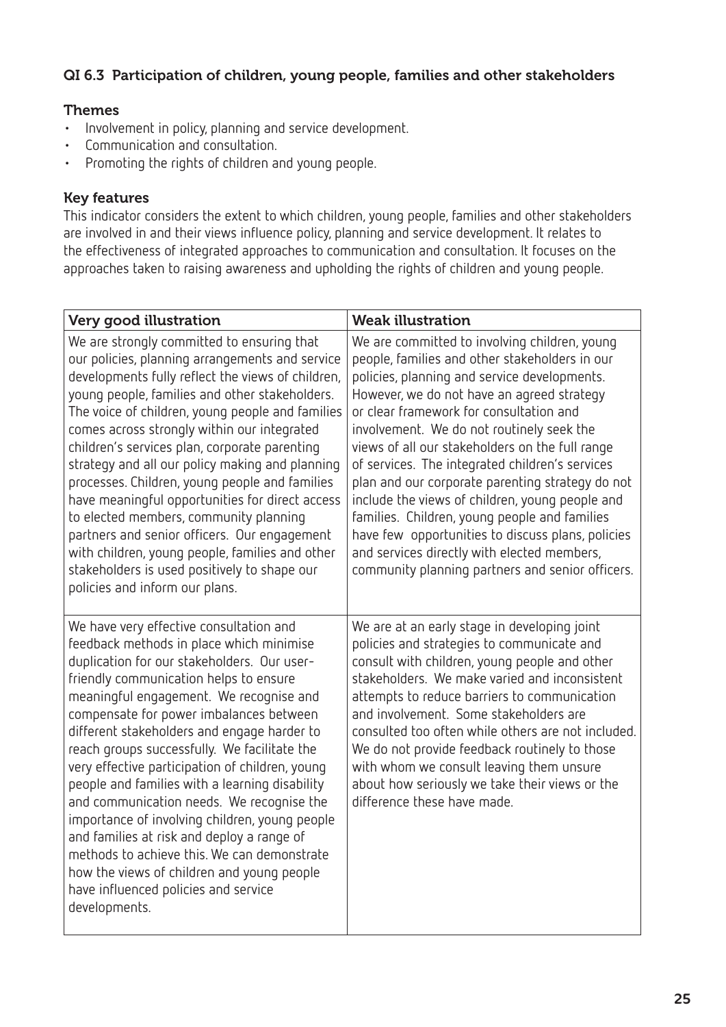### QI 6.3 Participation of children, young people, families and other stakeholders

#### Themes

- Involvement in policy, planning and service development.
- Communication and consultation.
- Promoting the rights of children and young people.

#### Key features

This indicator considers the extent to which children, young people, families and other stakeholders are involved in and their views influence policy, planning and service development. It relates to the effectiveness of integrated approaches to communication and consultation. It focuses on the approaches taken to raising awareness and upholding the rights of children and young people.

| Very good illustration | Weak illustration |
|---|---|
| We are strongly committed to ensuring that our policies, planning arrangements and service developments fully reflect the views of children, young people, families and other stakeholders. The voice of children, young people and families comes across strongly within our integrated children's services plan, corporate parenting strategy and all our policy making and planning processes. Children, young people and families have meaningful opportunities for direct access to elected members, community planning partners and senior officers. Our engagement with children, young people, families and other stakeholders is used positively to shape our policies and inform our plans. | We are committed to involving children, young people, families and other stakeholders in our policies, planning and service developments. However, we do not have an agreed strategy or clear framework for consultation and involvement. We do not routinely seek the views of all our stakeholders on the full range of services. The integrated children's services plan and our corporate parenting strategy do not include the views of children, young people and families. Children, young people and families have few opportunities to discuss plans, policies and services directly with elected members, community planning partners and senior officers. |
| We have very effective consultation and feedback methods in place which minimise duplication for our stakeholders. Our user-friendly communication helps to ensure meaningful engagement. We recognise and compensate for power imbalances between different stakeholders and engage harder to reach groups successfully. We facilitate the very effective participation of children, young people and families with a learning disability and communication needs. We recognise the importance of involving children, young people and families at risk and deploy a range of methods to achieve this. We can demonstrate how the views of children and young people have influenced policies and service developments. | We are at an early stage in developing joint policies and strategies to communicate and consult with children, young people and other stakeholders. We make varied and inconsistent attempts to reduce barriers to communication and involvement. Some stakeholders are consulted too often while others are not included. We do not provide feedback routinely to those with whom we consult leaving them unsure about how seriously we take their views or the difference these have made. |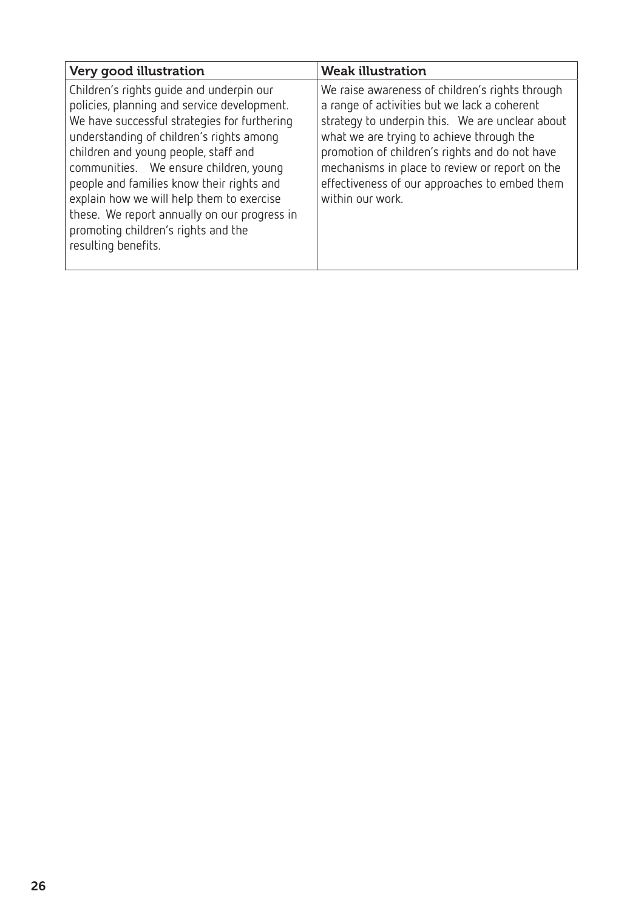| Very good illustration | Weak illustration |
| --- | --- |
| Children's rights guide and underpin our policies, planning and service development. We have successful strategies for furthering understanding of children's rights among children and young people, staff and communities. We ensure children, young people and families know their rights and explain how we will help them to exercise these. We report annually on our progress in promoting children's rights and the resulting benefits. | We raise awareness of children's rights through a range of activities but we lack a coherent strategy to underpin this. We are unclear about what we are trying to achieve through the promotion of children's rights and do not have mechanisms in place to review or report on the effectiveness of our approaches to embed them within our work. |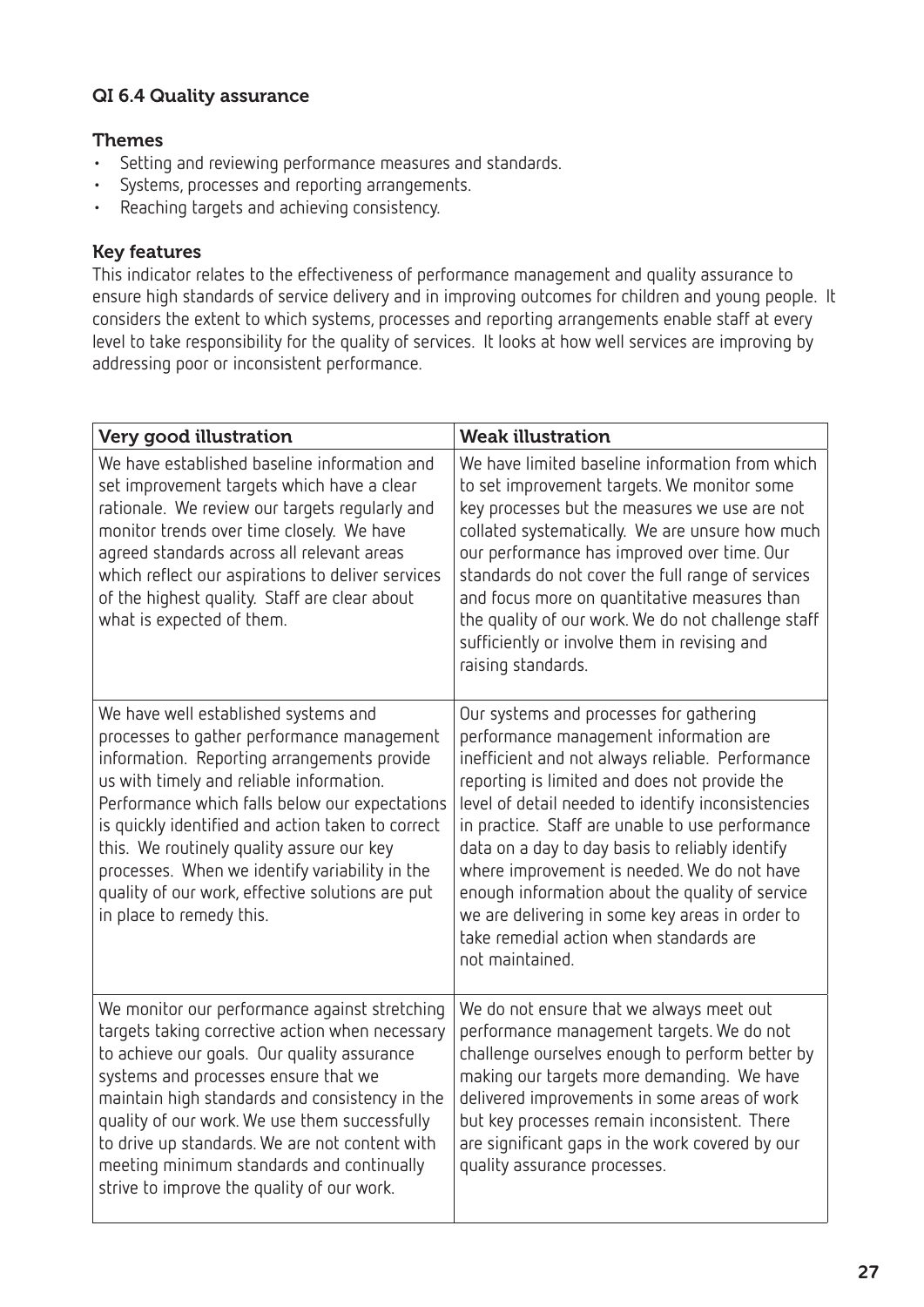### QI 6.4 Quality assurance

#### Themes

- Setting and reviewing performance measures and standards.
- Systems, processes and reporting arrangements.
- Reaching targets and achieving consistency.

#### Key features

This indicator relates to the effectiveness of performance management and quality assurance to ensure high standards of service delivery and in improving outcomes for children and young people. It considers the extent to which systems, processes and reporting arrangements enable staff at every level to take responsibility for the quality of services. It looks at how well services are improving by addressing poor or inconsistent performance.

| Very good illustration | Weak illustration |
|---|---|
| We have established baseline information and set improvement targets which have a clear rationale. We review our targets regularly and monitor trends over time closely. We have agreed standards across all relevant areas which reflect our aspirations to deliver services of the highest quality. Staff are clear about what is expected of them. | We have limited baseline information from which to set improvement targets. We monitor some key processes but the measures we use are not collated systematically. We are unsure how much our performance has improved over time. Our standards do not cover the full range of services and focus more on quantitative measures than the quality of our work. We do not challenge staff sufficiently or involve them in revising and raising standards. |
| We have well established systems and processes to gather performance management information. Reporting arrangements provide us with timely and reliable information. Performance which falls below our expectations is quickly identified and action taken to correct this. We routinely quality assure our key processes. When we identify variability in the quality of our work, effective solutions are put in place to remedy this. | Our systems and processes for gathering performance management information are inefficient and not always reliable. Performance reporting is limited and does not provide the level of detail needed to identify inconsistencies in practice. Staff are unable to use performance data on a day to day basis to reliably identify where improvement is needed. We do not have enough information about the quality of service we are delivering in some key areas in order to take remedial action when standards are not maintained. |
| We monitor our performance against stretching targets taking corrective action when necessary to achieve our goals. Our quality assurance systems and processes ensure that we maintain high standards and consistency in the quality of our work. We use them successfully to drive up standards. We are not content with meeting minimum standards and continually strive to improve the quality of our work. | We do not ensure that we always meet out performance management targets. We do not challenge ourselves enough to perform better by making our targets more demanding. We have delivered improvements in some areas of work but key processes remain inconsistent. There are significant gaps in the work covered by our quality assurance processes. |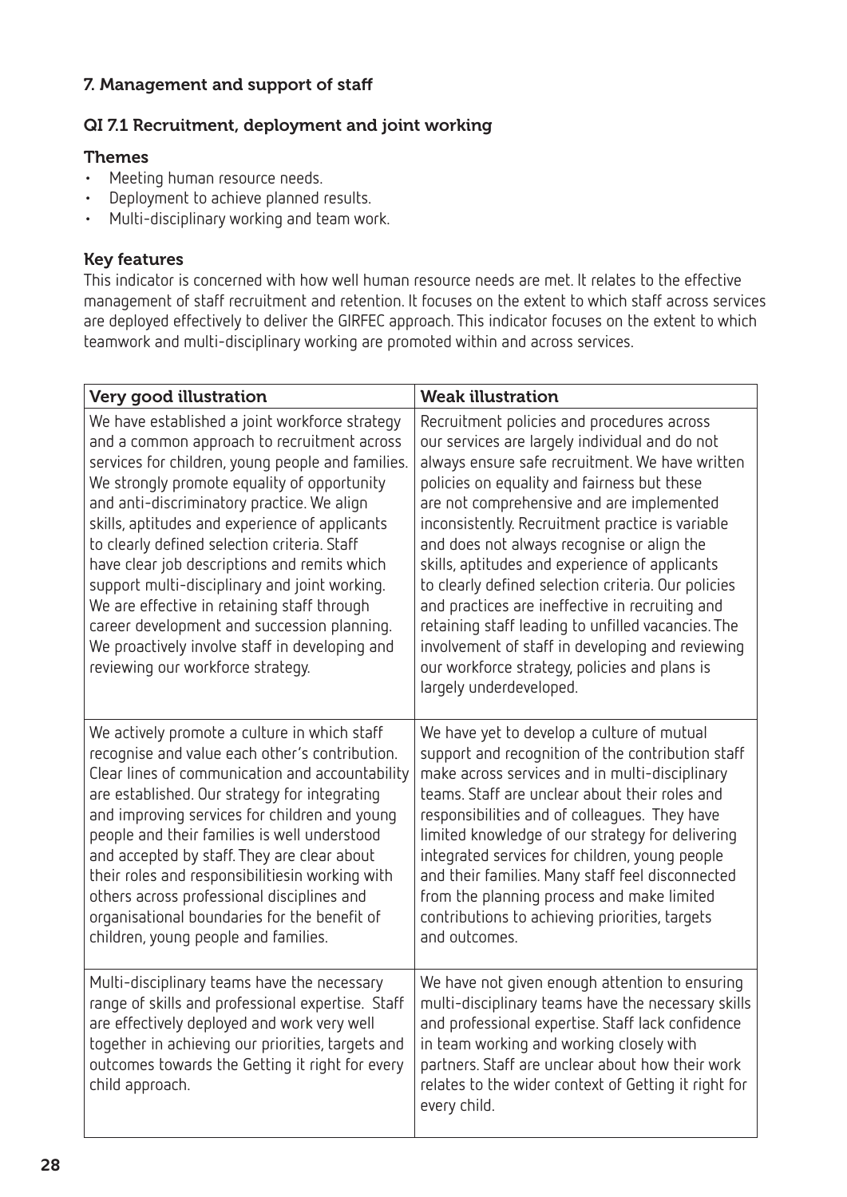## 7. Management and support of staff

### QI 7.1 Recruitment, deployment and joint working

#### Themes

- Meeting human resource needs.
- Deployment to achieve planned results.
- Multi-disciplinary working and team work.

#### Key features

This indicator is concerned with how well human resource needs are met. It relates to the effective management of staff recruitment and retention. It focuses on the extent to which staff across services are deployed effectively to deliver the GIRFEC approach. This indicator focuses on the extent to which teamwork and multi-disciplinary working are promoted within and across services.

| Very good illustration | Weak illustration |
|---|---|
| We have established a joint workforce strategy and a common approach to recruitment across services for children, young people and families. We strongly promote equality of opportunity and anti-discriminatory practice. We align skills, aptitudes and experience of applicants to clearly defined selection criteria. Staff have clear job descriptions and remits which support multi-disciplinary and joint working. We are effective in retaining staff through career development and succession planning. We proactively involve staff in developing and reviewing our workforce strategy. | Recruitment policies and procedures across our services are largely individual and do not always ensure safe recruitment. We have written policies on equality and fairness but these are not comprehensive and are implemented inconsistently. Recruitment practice is variable and does not always recognise or align the skills, aptitudes and experience of applicants to clearly defined selection criteria. Our policies and practices are ineffective in recruiting and retaining staff leading to unfilled vacancies. The involvement of staff in developing and reviewing our workforce strategy, policies and plans is largely underdeveloped. |
| We actively promote a culture in which staff recognise and value each other's contribution. Clear lines of communication and accountability are established. Our strategy for integrating and improving services for children and young people and their families is well understood and accepted by staff. They are clear about their roles and responsibilitiesin working with others across professional disciplines and organisational boundaries for the benefit of children, young people and families. | We have yet to develop a culture of mutual support and recognition of the contribution staff make across services and in multi-disciplinary teams. Staff are unclear about their roles and responsibilities and of colleagues. They have limited knowledge of our strategy for delivering integrated services for children, young people and their families. Many staff feel disconnected from the planning process and make limited contributions to achieving priorities, targets and outcomes. |
| Multi-disciplinary teams have the necessary range of skills and professional expertise. Staff are effectively deployed and work very well together in achieving our priorities, targets and outcomes towards the Getting it right for every child approach. | We have not given enough attention to ensuring multi-disciplinary teams have the necessary skills and professional expertise. Staff lack confidence in team working and working closely with partners. Staff are unclear about how their work relates to the wider context of Getting it right for every child. |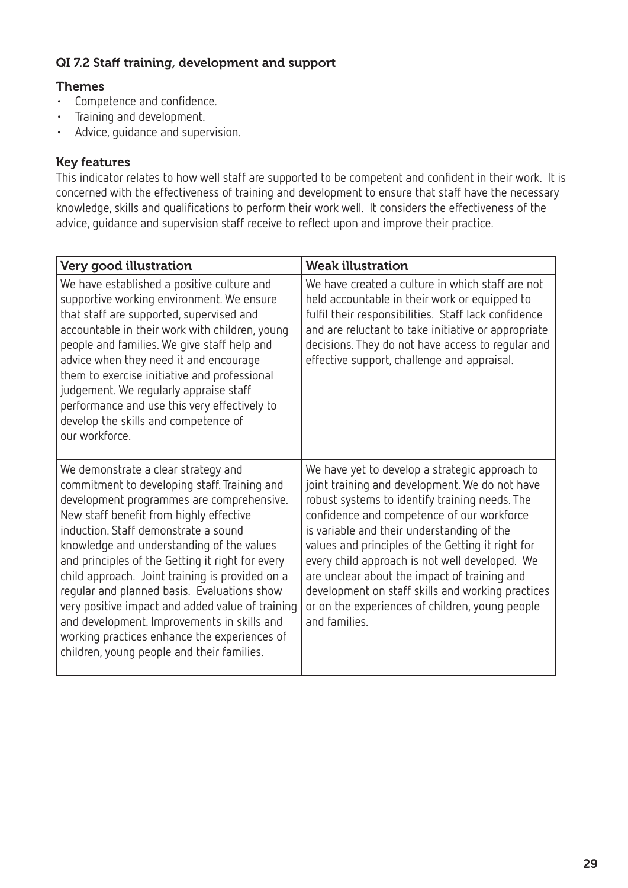### QI 7.2 Staff training, development and support

#### Themes

- Competence and confidence.
- Training and development.
- Advice, guidance and supervision.

#### Key features

This indicator relates to how well staff are supported to be competent and confident in their work. It is concerned with the effectiveness of training and development to ensure that staff have the necessary knowledge, skills and qualifications to perform their work well. It considers the effectiveness of the advice, guidance and supervision staff receive to reflect upon and improve their practice.

| Very good illustration | Weak illustration |
| --- | --- |
| We have established a positive culture and supportive working environment. We ensure that staff are supported, supervised and accountable in their work with children, young people and families. We give staff help and advice when they need it and encourage them to exercise initiative and professional judgement. We regularly appraise staff performance and use this very effectively to develop the skills and competence of our workforce. | We have created a culture in which staff are not held accountable in their work or equipped to fulfil their responsibilities. Staff lack confidence and are reluctant to take initiative or appropriate decisions. They do not have access to regular and effective support, challenge and appraisal. |
| We demonstrate a clear strategy and commitment to developing staff. Training and development programmes are comprehensive. New staff benefit from highly effective induction. Staff demonstrate a sound knowledge and understanding of the values and principles of the Getting it right for every child approach. Joint training is provided on a regular and planned basis. Evaluations show very positive impact and added value of training and development. Improvements in skills and working practices enhance the experiences of children, young people and their families. | We have yet to develop a strategic approach to joint training and development. We do not have robust systems to identify training needs. The confidence and competence of our workforce is variable and their understanding of the values and principles of the Getting it right for every child approach is not well developed. We are unclear about the impact of training and development on staff skills and working practices or on the experiences of children, young people and families. |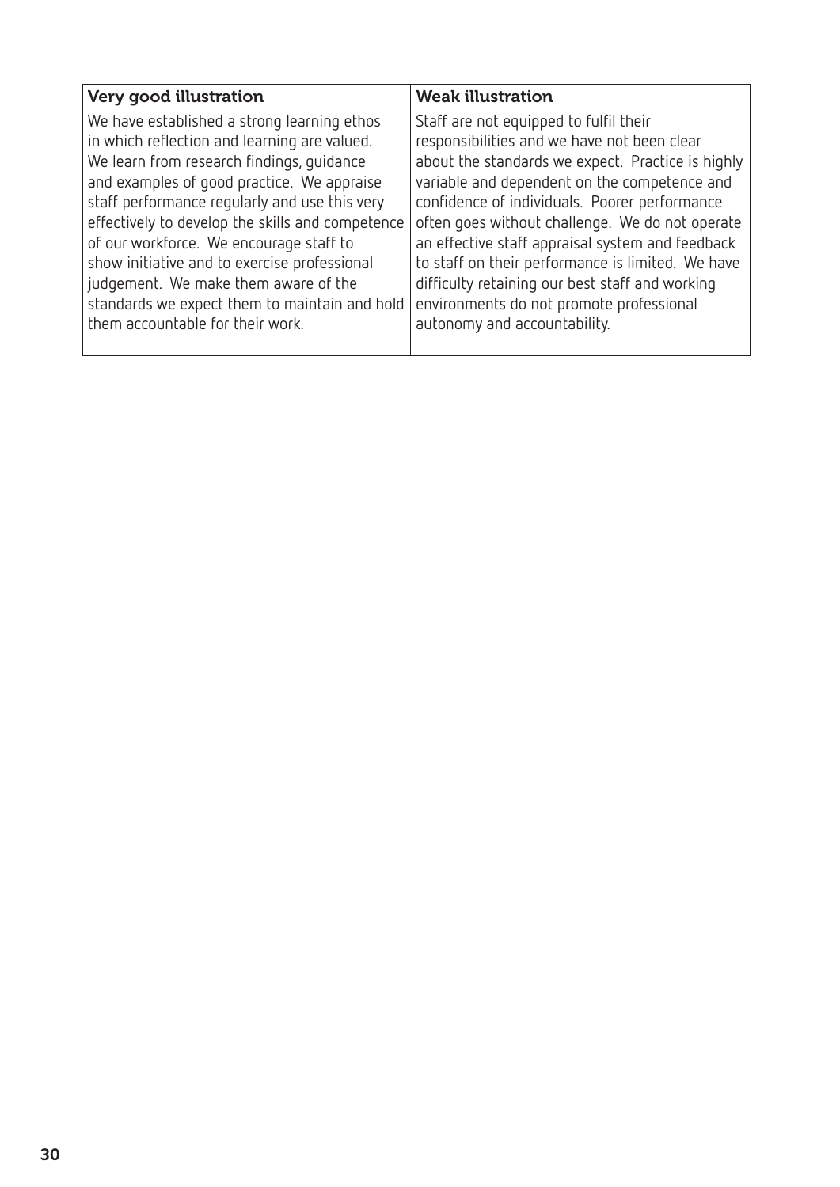| Very good illustration | Weak illustration |
| --- | --- |
| We have established a strong learning ethos in which reflection and learning are valued. We learn from research findings, guidance and examples of good practice. We appraise staff performance regularly and use this very effectively to develop the skills and competence of our workforce. We encourage staff to show initiative and to exercise professional judgement. We make them aware of the standards we expect them to maintain and hold them accountable for their work. | Staff are not equipped to fulfil their responsibilities and we have not been clear about the standards we expect. Practice is highly variable and dependent on the competence and confidence of individuals. Poorer performance often goes without challenge. We do not operate an effective staff appraisal system and feedback to staff on their performance is limited. We have difficulty retaining our best staff and working environments do not promote professional autonomy and accountability. |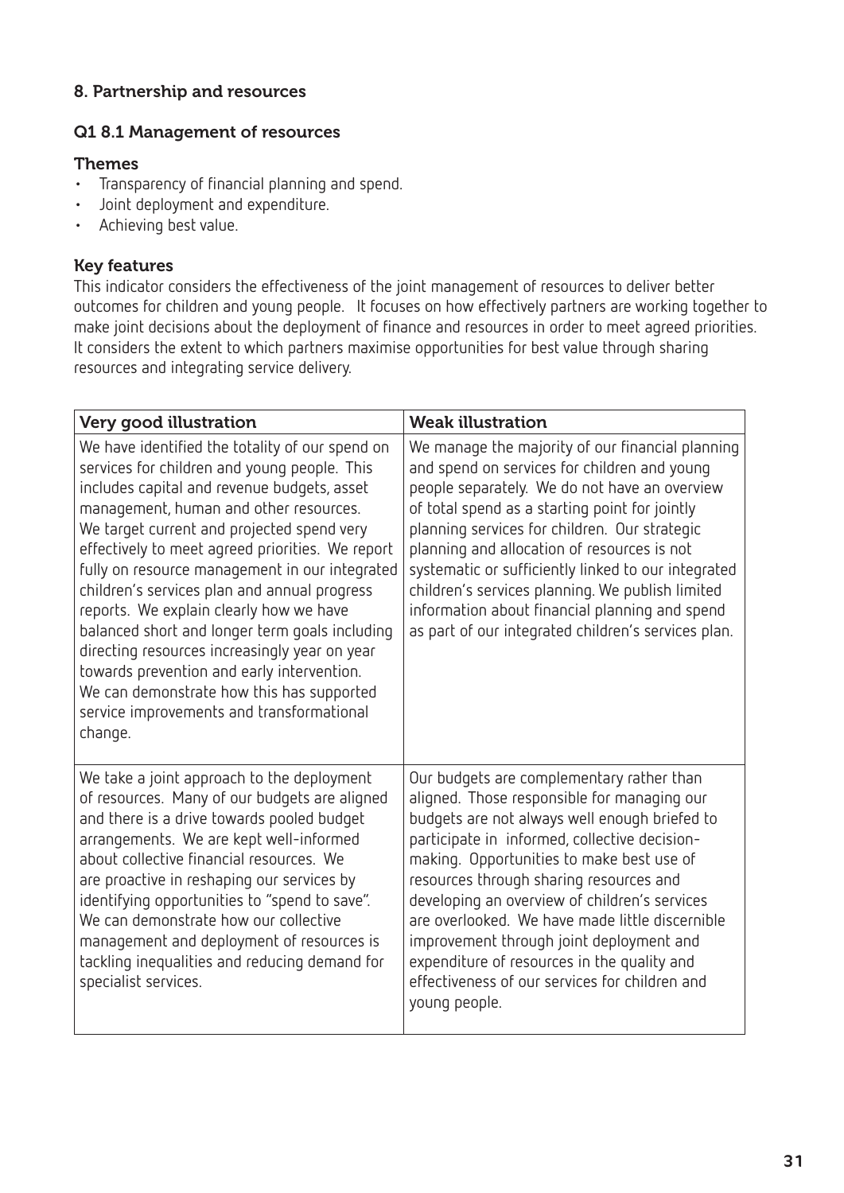## 8. Partnership and resources

### Q1 8.1 Management of resources

#### Themes

- Transparency of financial planning and spend.
- Joint deployment and expenditure.
- Achieving best value.

#### Key features

This indicator considers the effectiveness of the joint management of resources to deliver better outcomes for children and young people. It focuses on how effectively partners are working together to make joint decisions about the deployment of finance and resources in order to meet agreed priorities. It considers the extent to which partners maximise opportunities for best value through sharing resources and integrating service delivery.

| Very good illustration | Weak illustration |
| --- | --- |
| We have identified the totality of our spend on services for children and young people. This includes capital and revenue budgets, asset management, human and other resources. We target current and projected spend very effectively to meet agreed priorities. We report fully on resource management in our integrated children's services plan and annual progress reports. We explain clearly how we have balanced short and longer term goals including directing resources increasingly year on year towards prevention and early intervention. We can demonstrate how this has supported service improvements and transformational change. | We manage the majority of our financial planning and spend on services for children and young people separately. We do not have an overview of total spend as a starting point for jointly planning services for children. Our strategic planning and allocation of resources is not systematic or sufficiently linked to our integrated children's services planning. We publish limited information about financial planning and spend as part of our integrated children's services plan. |
| We take a joint approach to the deployment of resources. Many of our budgets are aligned and there is a drive towards pooled budget arrangements. We are kept well-informed about collective financial resources. We are proactive in reshaping our services by identifying opportunities to "spend to save". We can demonstrate how our collective management and deployment of resources is tackling inequalities and reducing demand for specialist services. | Our budgets are complementary rather than aligned. Those responsible for managing our budgets are not always well enough briefed to participate in informed, collective decision-making. Opportunities to make best use of resources through sharing resources and developing an overview of children's services are overlooked. We have made little discernible improvement through joint deployment and expenditure of resources in the quality and effectiveness of our services for children and young people. |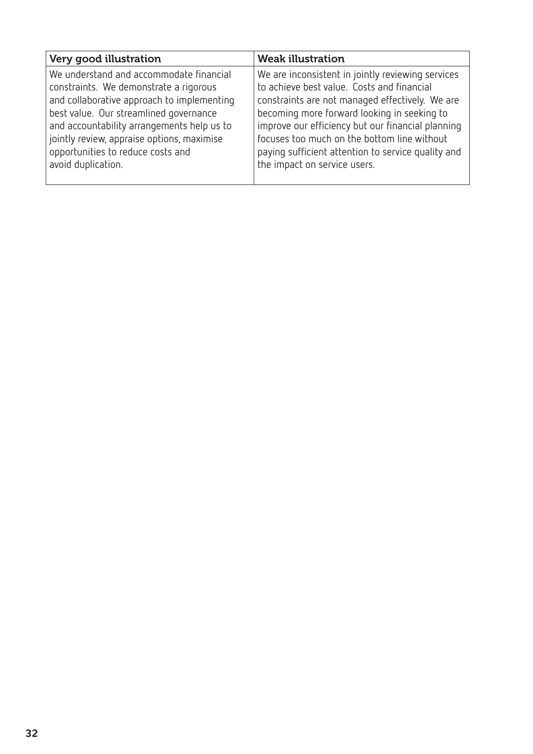| Very good illustration | Weak illustration |
| --- | --- |
| We understand and accommodate financial constraints. We demonstrate a rigorous and collaborative approach to implementing best value. Our streamlined governance and accountability arrangements help us to jointly review, appraise options, maximise opportunities to reduce costs and avoid duplication. | We are inconsistent in jointly reviewing services to achieve best value. Costs and financial constraints are not managed effectively. We are becoming more forward looking in seeking to improve our efficiency but our financial planning focuses too much on the bottom line without paying sufficient attention to service quality and the impact on service users. |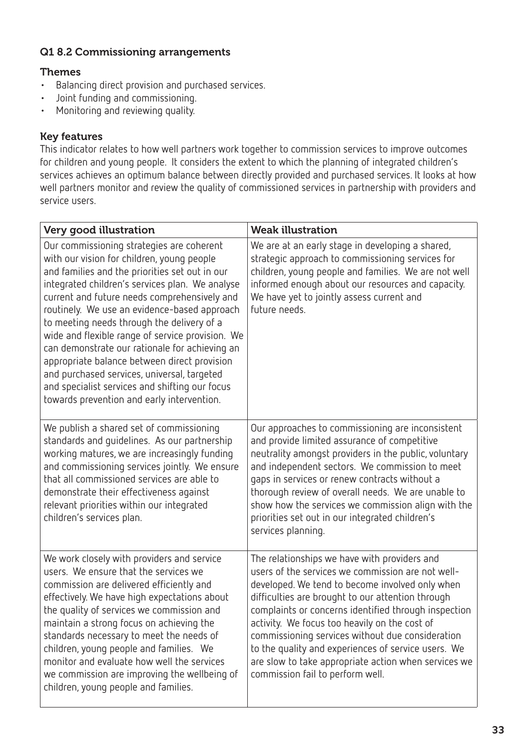### Q1 8.2 Commissioning arrangements

#### Themes

- Balancing direct provision and purchased services.
- Joint funding and commissioning.
- Monitoring and reviewing quality.

#### Key features

This indicator relates to how well partners work together to commission services to improve outcomes for children and young people. It considers the extent to which the planning of integrated children's services achieves an optimum balance between directly provided and purchased services. It looks at how well partners monitor and review the quality of commissioned services in partnership with providers and service users.

| Very good illustration | Weak illustration |
| --- | --- |
| Our commissioning strategies are coherent with our vision for children, young people and families and the priorities set out in our integrated children's services plan. We analyse current and future needs comprehensively and routinely. We use an evidence-based approach to meeting needs through the delivery of a wide and flexible range of service provision. We can demonstrate our rationale for achieving an appropriate balance between direct provision and purchased services, universal, targeted and specialist services and shifting our focus towards prevention and early intervention. | We are at an early stage in developing a shared, strategic approach to commissioning services for children, young people and families. We are not well informed enough about our resources and capacity. We have yet to jointly assess current and future needs. |
| We publish a shared set of commissioning standards and guidelines. As our partnership working matures, we are increasingly funding and commissioning services jointly. We ensure that all commissioned services are able to demonstrate their effectiveness against relevant priorities within our integrated children's services plan. | Our approaches to commissioning are inconsistent and provide limited assurance of competitive neutrality amongst providers in the public, voluntary and independent sectors. We commission to meet gaps in services or renew contracts without a thorough review of overall needs. We are unable to show how the services we commission align with the priorities set out in our integrated children's services planning. |
| We work closely with providers and service users. We ensure that the services we commission are delivered efficiently and effectively. We have high expectations about the quality of services we commission and maintain a strong focus on achieving the standards necessary to meet the needs of children, young people and families. We monitor and evaluate how well the services we commission are improving the wellbeing of children, young people and families. | The relationships we have with providers and users of the services we commission are not well-developed. We tend to become involved only when difficulties are brought to our attention through complaints or concerns identified through inspection activity. We focus too heavily on the cost of commissioning services without due consideration to the quality and experiences of service users. We are slow to take appropriate action when services we commission fail to perform well. |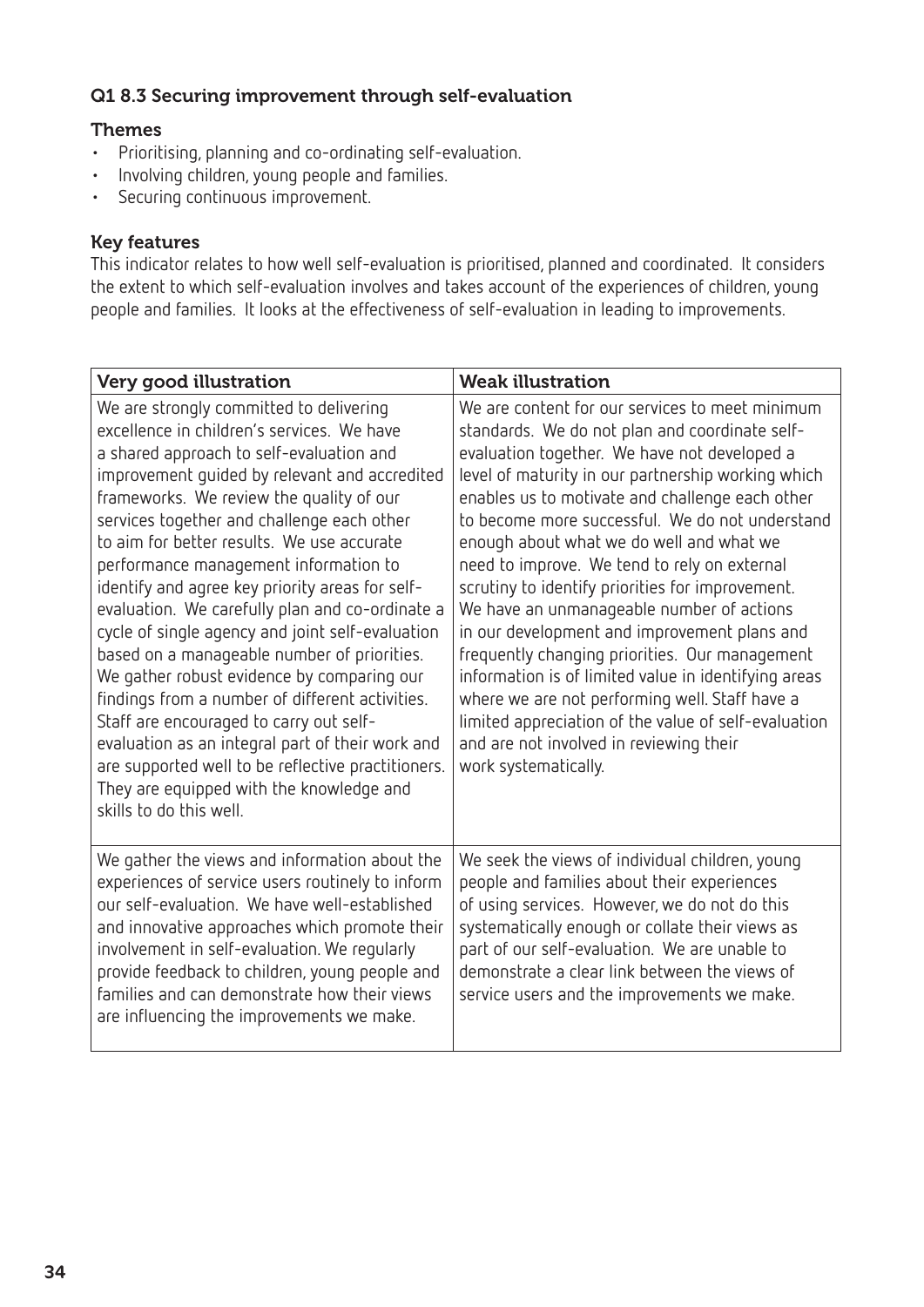### Q1 8.3 Securing improvement through self-evaluation

**Themes**

- Prioritising, planning and co-ordinating self-evaluation.
- Involving children, young people and families.
- Securing continuous improvement.

**Key features**

This indicator relates to how well self-evaluation is prioritised, planned and coordinated. It considers the extent to which self-evaluation involves and takes account of the experiences of children, young people and families. It looks at the effectiveness of self-evaluation in leading to improvements.

| Very good illustration | Weak illustration |
|---|---|
| We are strongly committed to delivering excellence in children's services. We have a shared approach to self-evaluation and improvement guided by relevant and accredited frameworks. We review the quality of our services together and challenge each other to aim for better results. We use accurate performance management information to identify and agree key priority areas for self-evaluation. We carefully plan and co-ordinate a cycle of single agency and joint self-evaluation based on a manageable number of priorities. We gather robust evidence by comparing our findings from a number of different activities. Staff are encouraged to carry out self-evaluation as an integral part of their work and are supported well to be reflective practitioners. They are equipped with the knowledge and skills to do this well. | We are content for our services to meet minimum standards. We do not plan and coordinate self-evaluation together. We have not developed a level of maturity in our partnership working which enables us to motivate and challenge each other to become more successful. We do not understand enough about what we do well and what we need to improve. We tend to rely on external scrutiny to identify priorities for improvement. We have an unmanageable number of actions in our development and improvement plans and frequently changing priorities. Our management information is of limited value in identifying areas where we are not performing well. Staff have a limited appreciation of the value of self-evaluation and are not involved in reviewing their work systematically. |
| We gather the views and information about the experiences of service users routinely to inform our self-evaluation. We have well-established and innovative approaches which promote their involvement in self-evaluation. We regularly provide feedback to children, young people and families and can demonstrate how their views are influencing the improvements we make. | We seek the views of individual children, young people and families about their experiences of using services. However, we do not do this systematically enough or collate their views as part of our self-evaluation. We are unable to demonstrate a clear link between the views of service users and the improvements we make. |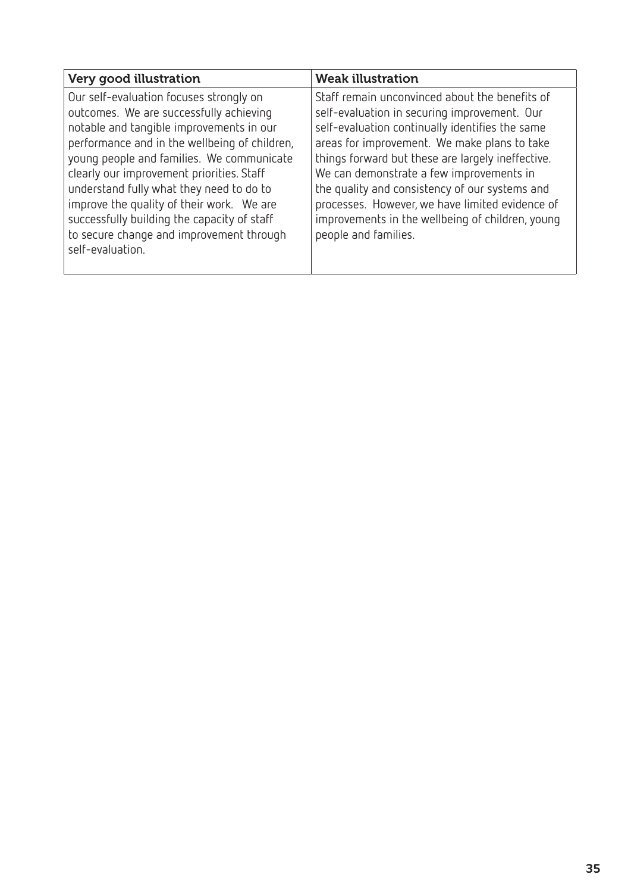| Very good illustration | Weak illustration |
| --- | --- |
| Our self-evaluation focuses strongly on outcomes. We are successfully achieving notable and tangible improvements in our performance and in the wellbeing of children, young people and families. We communicate clearly our improvement priorities. Staff understand fully what they need to do to improve the quality of their work. We are successfully building the capacity of staff to secure change and improvement through self-evaluation. | Staff remain unconvinced about the benefits of self-evaluation in securing improvement. Our self-evaluation continually identifies the same areas for improvement. We make plans to take things forward but these are largely ineffective. We can demonstrate a few improvements in the quality and consistency of our systems and processes. However, we have limited evidence of improvements in the wellbeing of children, young people and families. |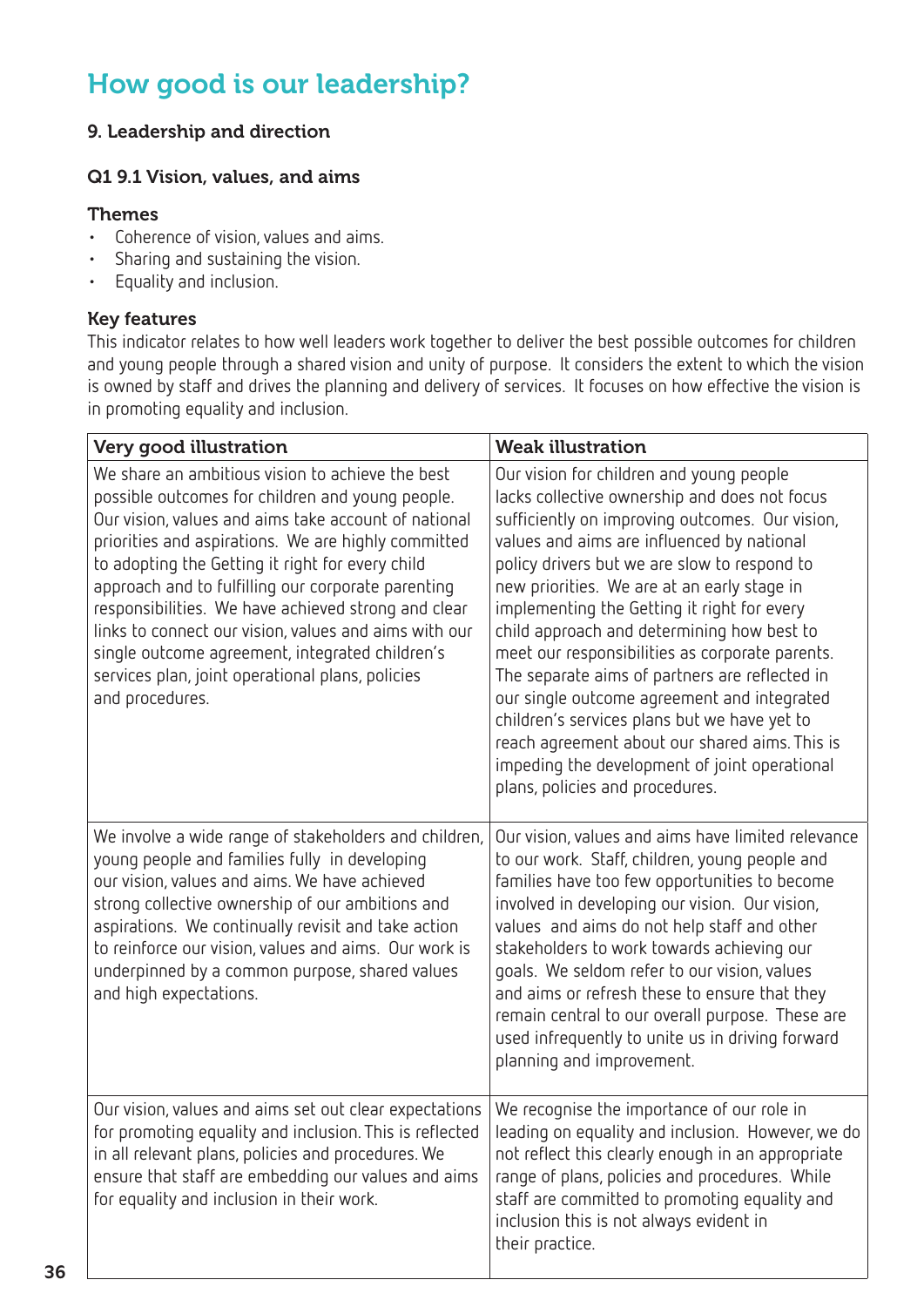# How good is our leadership?

### 9. Leadership and direction

#### Q1 9.1 Vision, values, and aims

**Themes**

- Coherence of vision, values and aims.
- Sharing and sustaining the vision.
- Equality and inclusion.

**Key features**

This indicator relates to how well leaders work together to deliver the best possible outcomes for children and young people through a shared vision and unity of purpose. It considers the extent to which the vision is owned by staff and drives the planning and delivery of services. It focuses on how effective the vision is in promoting equality and inclusion.

| Very good illustration | Weak illustration |
|---|---|
| We share an ambitious vision to achieve the best possible outcomes for children and young people. Our vision, values and aims take account of national priorities and aspirations. We are highly committed to adopting the Getting it right for every child approach and to fulfilling our corporate parenting responsibilities. We have achieved strong and clear links to connect our vision, values and aims with our single outcome agreement, integrated children's services plan, joint operational plans, policies and procedures. | Our vision for children and young people lacks collective ownership and does not focus sufficiently on improving outcomes. Our vision, values and aims are influenced by national policy drivers but we are slow to respond to new priorities. We are at an early stage in implementing the Getting it right for every child approach and determining how best to meet our responsibilities as corporate parents. The separate aims of partners are reflected in our single outcome agreement and integrated children's services plans but we have yet to reach agreement about our shared aims. This is impeding the development of joint operational plans, policies and procedures. |
| We involve a wide range of stakeholders and children, young people and families fully in developing our vision, values and aims. We have achieved strong collective ownership of our ambitions and aspirations. We continually revisit and take action to reinforce our vision, values and aims. Our work is underpinned by a common purpose, shared values and high expectations. | Our vision, values and aims have limited relevance to our work. Staff, children, young people and families have too few opportunities to become involved in developing our vision. Our vision, values and aims do not help staff and other stakeholders to work towards achieving our goals. We seldom refer to our vision, values and aims or refresh these to ensure that they remain central to our overall purpose. These are used infrequently to unite us in driving forward planning and improvement. |
| Our vision, values and aims set out clear expectations for promoting equality and inclusion. This is reflected in all relevant plans, policies and procedures. We ensure that staff are embedding our values and aims for equality and inclusion in their work. | We recognise the importance of our role in leading on equality and inclusion. However, we do not reflect this clearly enough in an appropriate range of plans, policies and procedures. While staff are committed to promoting equality and inclusion this is not always evident in their practice. |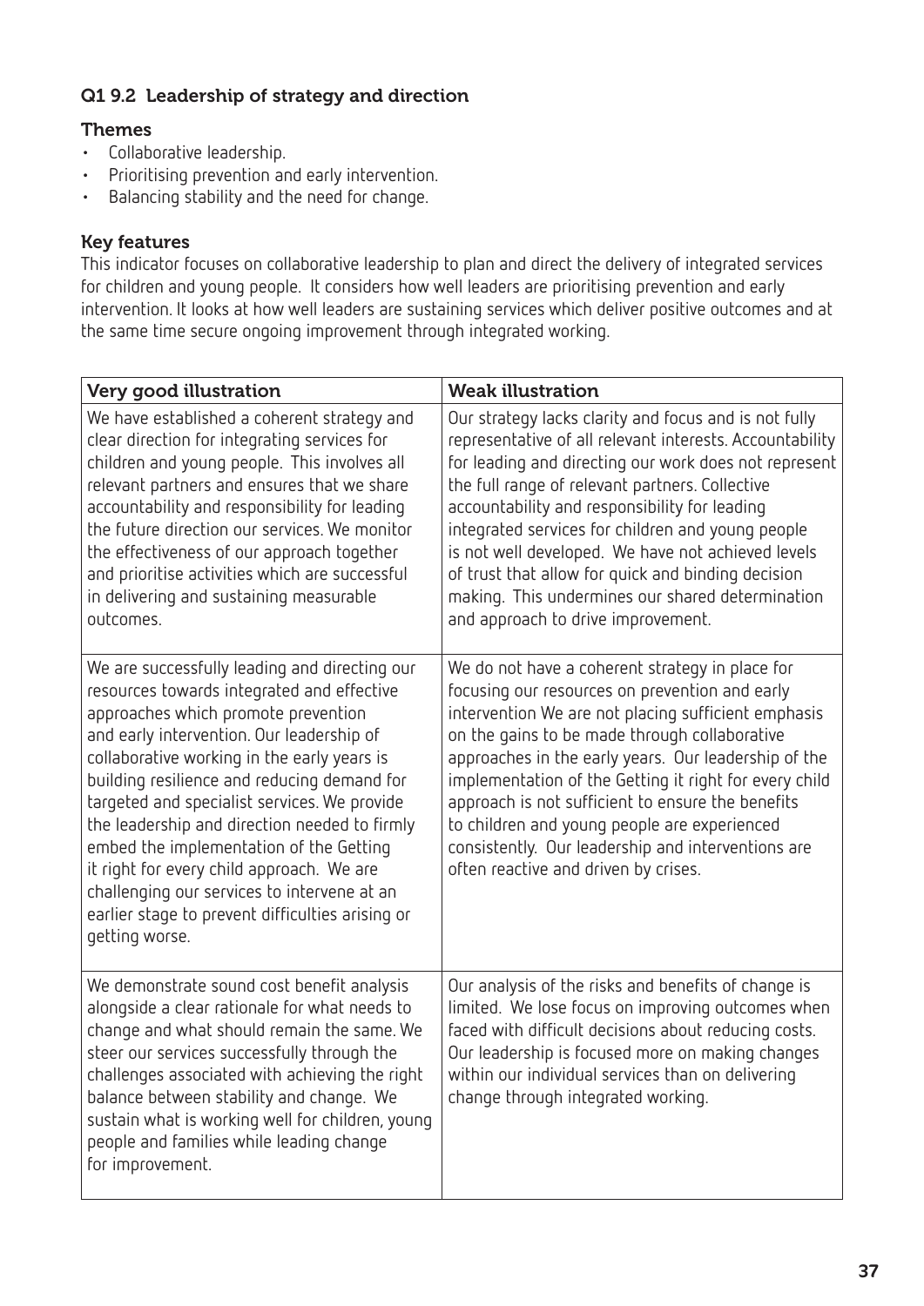### QI 9.2 Leadership of strategy and direction

#### Themes

- Collaborative leadership.
- Prioritising prevention and early intervention.
- Balancing stability and the need for change.

#### Key features

This indicator focuses on collaborative leadership to plan and direct the delivery of integrated services for children and young people. It considers how well leaders are prioritising prevention and early intervention. It looks at how well leaders are sustaining services which deliver positive outcomes and at the same time secure ongoing improvement through integrated working.

| Very good illustration | Weak illustration |
| --- | --- |
| We have established a coherent strategy and clear direction for integrating services for children and young people. This involves all relevant partners and ensures that we share accountability and responsibility for leading the future direction our services. We monitor the effectiveness of our approach together and prioritise activities which are successful in delivering and sustaining measurable outcomes. | Our strategy lacks clarity and focus and is not fully representative of all relevant interests. Accountability for leading and directing our work does not represent the full range of relevant partners. Collective accountability and responsibility for leading integrated services for children and young people is not well developed. We have not achieved levels of trust that allow for quick and binding decision making. This undermines our shared determination and approach to drive improvement. |
| We are successfully leading and directing our resources towards integrated and effective approaches which promote prevention and early intervention. Our leadership of collaborative working in the early years is building resilience and reducing demand for targeted and specialist services. We provide the leadership and direction needed to firmly embed the implementation of the Getting it right for every child approach. We are challenging our services to intervene at an earlier stage to prevent difficulties arising or getting worse. | We do not have a coherent strategy in place for focusing our resources on prevention and early intervention We are not placing sufficient emphasis on the gains to be made through collaborative approaches in the early years. Our leadership of the implementation of the Getting it right for every child approach is not sufficient to ensure the benefits to children and young people are experienced consistently. Our leadership and interventions are often reactive and driven by crises. |
| We demonstrate sound cost benefit analysis alongside a clear rationale for what needs to change and what should remain the same. We steer our services successfully through the challenges associated with achieving the right balance between stability and change. We sustain what is working well for children, young people and families while leading change for improvement. | Our analysis of the risks and benefits of change is limited. We lose focus on improving outcomes when faced with difficult decisions about reducing costs. Our leadership is focused more on making changes within our individual services than on delivering change through integrated working. |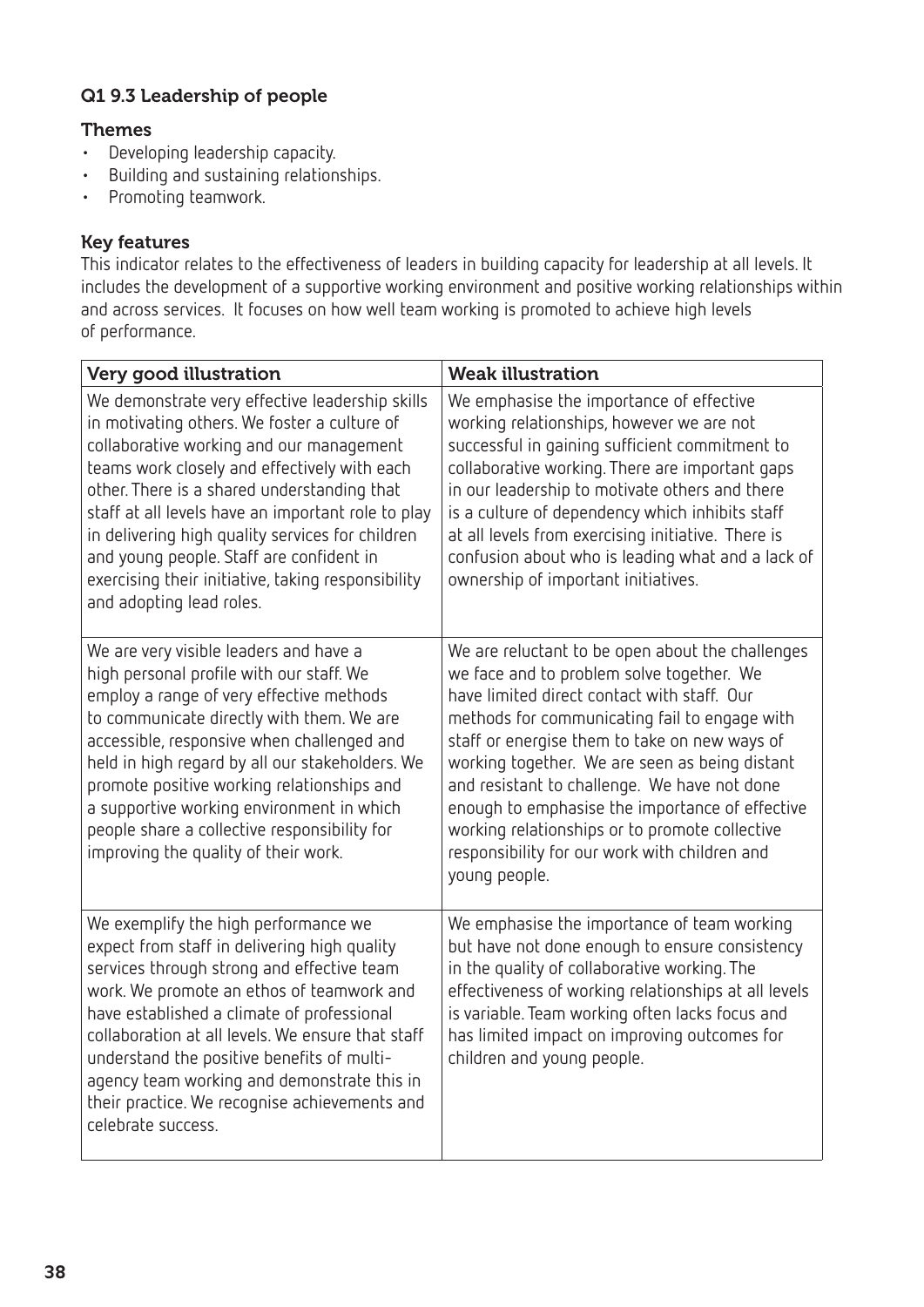## Q1 9.3 Leadership of people

### Themes

- Developing leadership capacity.
- Building and sustaining relationships.
- Promoting teamwork.

### Key features

This indicator relates to the effectiveness of leaders in building capacity for leadership at all levels. It includes the development of a supportive working environment and positive working relationships within and across services. It focuses on how well team working is promoted to achieve high levels of performance.

| Very good illustration | Weak illustration |
|---|---|
| We demonstrate very effective leadership skills in motivating others. We foster a culture of collaborative working and our management teams work closely and effectively with each other. There is a shared understanding that staff at all levels have an important role to play in delivering high quality services for children and young people. Staff are confident in exercising their initiative, taking responsibility and adopting lead roles. | We emphasise the importance of effective working relationships, however we are not successful in gaining sufficient commitment to collaborative working. There are important gaps in our leadership to motivate others and there is a culture of dependency which inhibits staff at all levels from exercising initiative. There is confusion about who is leading what and a lack of ownership of important initiatives. |
| We are very visible leaders and have a high personal profile with our staff. We employ a range of very effective methods to communicate directly with them. We are accessible, responsive when challenged and held in high regard by all our stakeholders. We promote positive working relationships and a supportive working environment in which people share a collective responsibility for improving the quality of their work. | We are reluctant to be open about the challenges we face and to problem solve together. We have limited direct contact with staff. Our methods for communicating fail to engage with staff or energise them to take on new ways of working together. We are seen as being distant and resistant to challenge. We have not done enough to emphasise the importance of effective working relationships or to promote collective responsibility for our work with children and young people. |
| We exemplify the high performance we expect from staff in delivering high quality services through strong and effective team work. We promote an ethos of teamwork and have established a climate of professional collaboration at all levels. We ensure that staff understand the positive benefits of multi-agency team working and demonstrate this in their practice. We recognise achievements and celebrate success. | We emphasise the importance of team working but have not done enough to ensure consistency in the quality of collaborative working. The effectiveness of working relationships at all levels is variable. Team working often lacks focus and has limited impact on improving outcomes for children and young people. |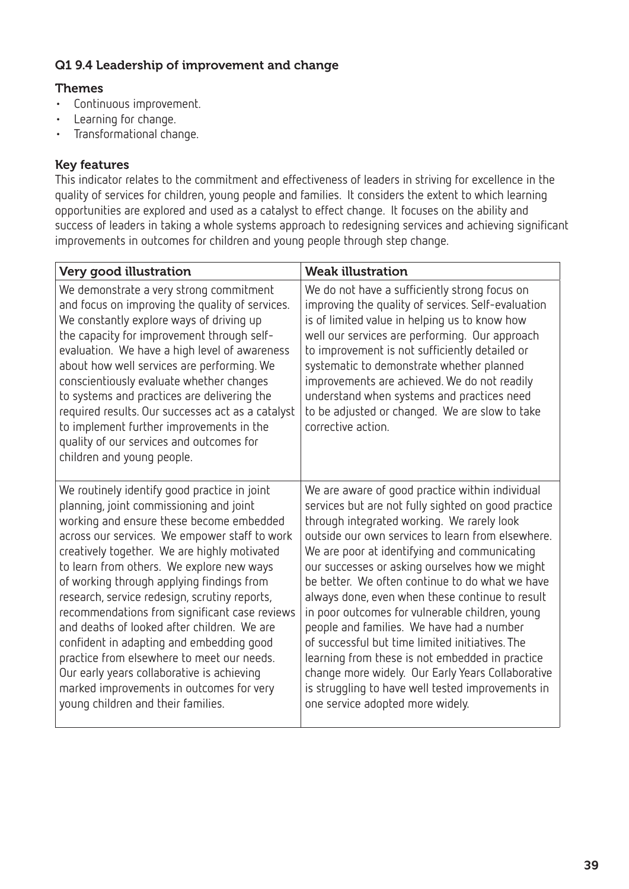### QI 9.4 Leadership of improvement and change

#### Themes

- Continuous improvement.
- Learning for change.
- Transformational change.

#### Key features

This indicator relates to the commitment and effectiveness of leaders in striving for excellence in the quality of services for children, young people and families. It considers the extent to which learning opportunities are explored and used as a catalyst to effect change. It focuses on the ability and success of leaders in taking a whole systems approach to redesigning services and achieving significant improvements in outcomes for children and young people through step change.

| Very good illustration | Weak illustration |
|---|---|
| We demonstrate a very strong commitment and focus on improving the quality of services. We constantly explore ways of driving up the capacity for improvement through self-evaluation. We have a high level of awareness about how well services are performing. We conscientiously evaluate whether changes to systems and practices are delivering the required results. Our successes act as a catalyst to implement further improvements in the quality of our services and outcomes for children and young people. | We do not have a sufficiently strong focus on improving the quality of services. Self-evaluation is of limited value in helping us to know how well our services are performing. Our approach to improvement is not sufficiently detailed or systematic to demonstrate whether planned improvements are achieved. We do not readily understand when systems and practices need to be adjusted or changed. We are slow to take corrective action. |
| We routinely identify good practice in joint planning, joint commissioning and joint working and ensure these become embedded across our services. We empower staff to work creatively together. We are highly motivated to learn from others. We explore new ways of working through applying findings from research, service redesign, scrutiny reports, recommendations from significant case reviews and deaths of looked after children. We are confident in adapting and embedding good practice from elsewhere to meet our needs. Our early years collaborative is achieving marked improvements in outcomes for very young children and their families. | We are aware of good practice within individual services but are not fully sighted on good practice through integrated working. We rarely look outside our own services to learn from elsewhere. We are poor at identifying and communicating our successes or asking ourselves how we might be better. We often continue to do what we have always done, even when these continue to result in poor outcomes for vulnerable children, young people and families. We have had a number of successful but time limited initiatives. The learning from these is not embedded in practice change more widely. Our Early Years Collaborative is struggling to have well tested improvements in one service adopted more widely. |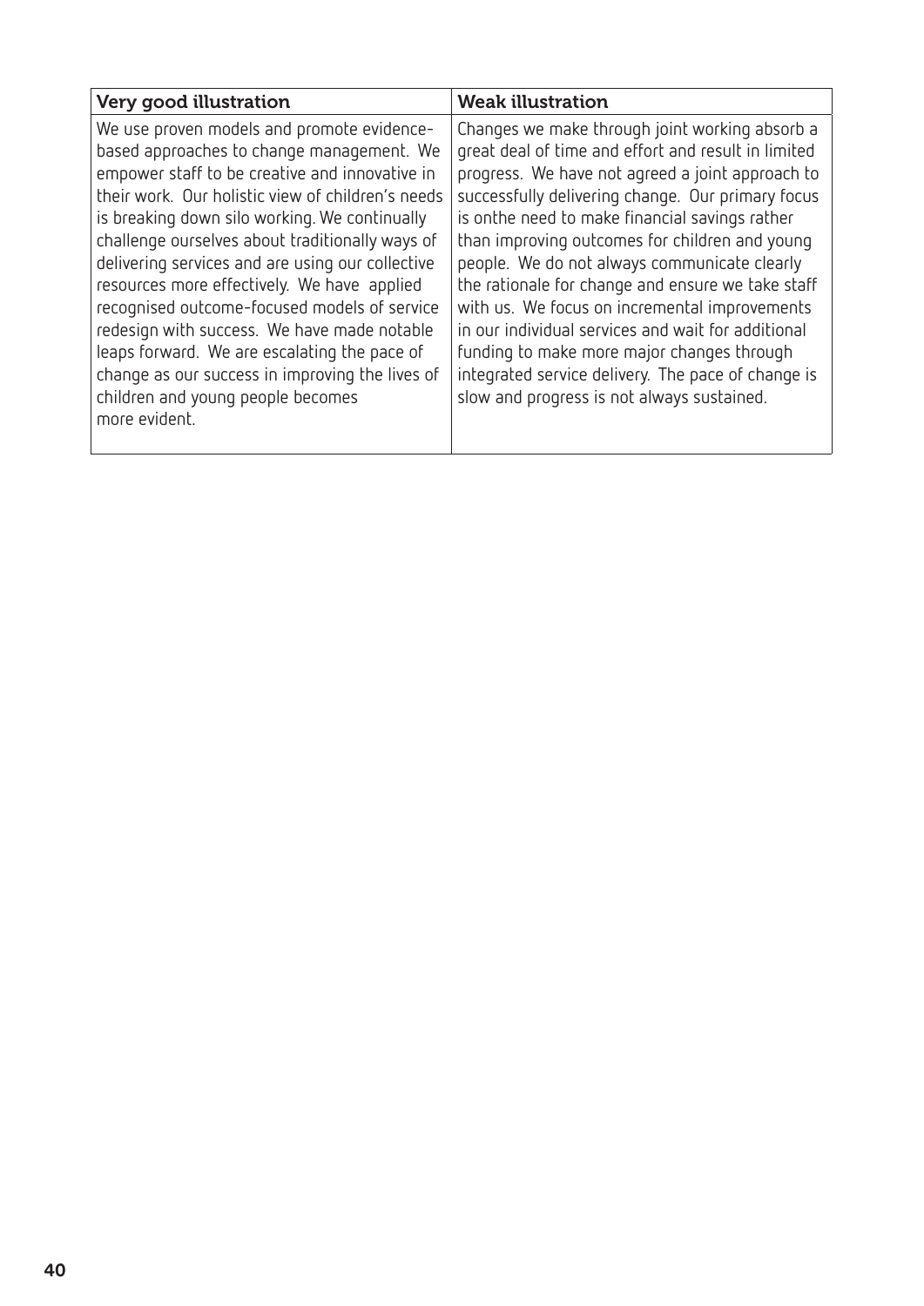| Very good illustration | Weak illustration |
|---|---|
| We use proven models and promote evidence-based approaches to change management. We empower staff to be creative and innovative in their work. Our holistic view of children's needs is breaking down silo working. We continually challenge ourselves about traditionally ways of delivering services and are using our collective resources more effectively. We have applied recognised outcome-focused models of service redesign with success. We have made notable leaps forward. We are escalating the pace of change as our success in improving the lives of children and young people becomes more evident. | Changes we make through joint working absorb a great deal of time and effort and result in limited progress. We have not agreed a joint approach to successfully delivering change. Our primary focus is onthe need to make financial savings rather than improving outcomes for children and young people. We do not always communicate clearly the rationale for change and ensure we take staff with us. We focus on incremental improvements in our individual services and wait for additional funding to make more major changes through integrated service delivery. The pace of change is slow and progress is not always sustained. |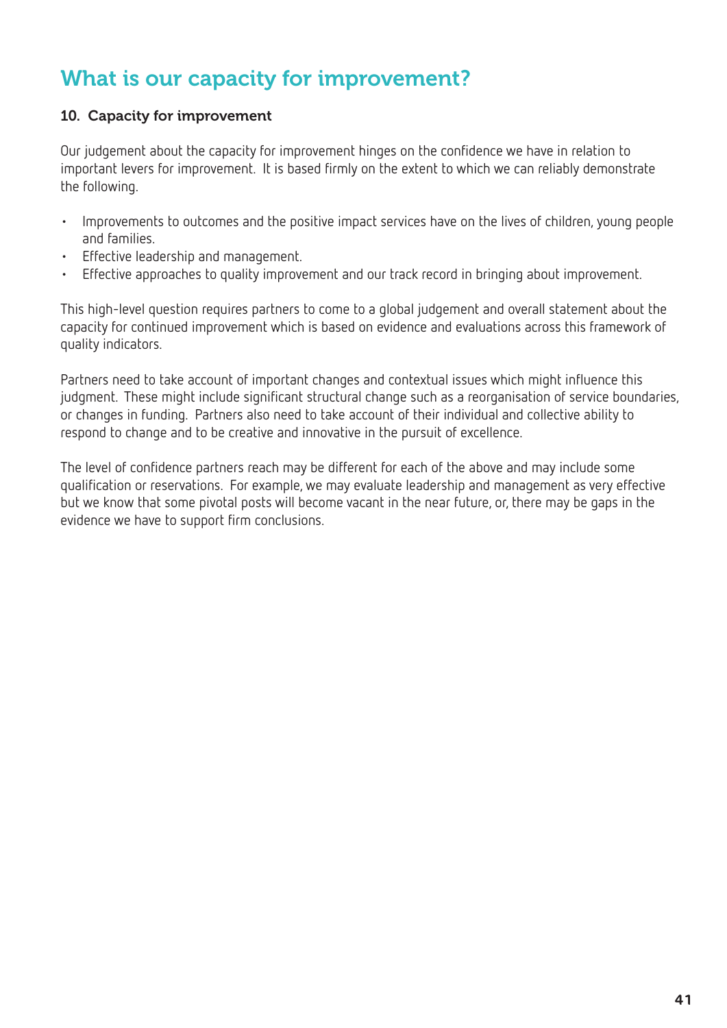# What is our capacity for improvement?

### 10. Capacity for improvement

Our judgement about the capacity for improvement hinges on the confidence we have in relation to important levers for improvement. It is based firmly on the extent to which we can reliably demonstrate the following.

- Improvements to outcomes and the positive impact services have on the lives of children, young people and families.
- Effective leadership and management.
- Effective approaches to quality improvement and our track record in bringing about improvement.

This high-level question requires partners to come to a global judgement and overall statement about the capacity for continued improvement which is based on evidence and evaluations across this framework of quality indicators.

Partners need to take account of important changes and contextual issues which might influence this judgment. These might include significant structural change such as a reorganisation of service boundaries, or changes in funding. Partners also need to take account of their individual and collective ability to respond to change and to be creative and innovative in the pursuit of excellence.

The level of confidence partners reach may be different for each of the above and may include some qualification or reservations. For example, we may evaluate leadership and management as very effective but we know that some pivotal posts will become vacant in the near future, or, there may be gaps in the evidence we have to support firm conclusions.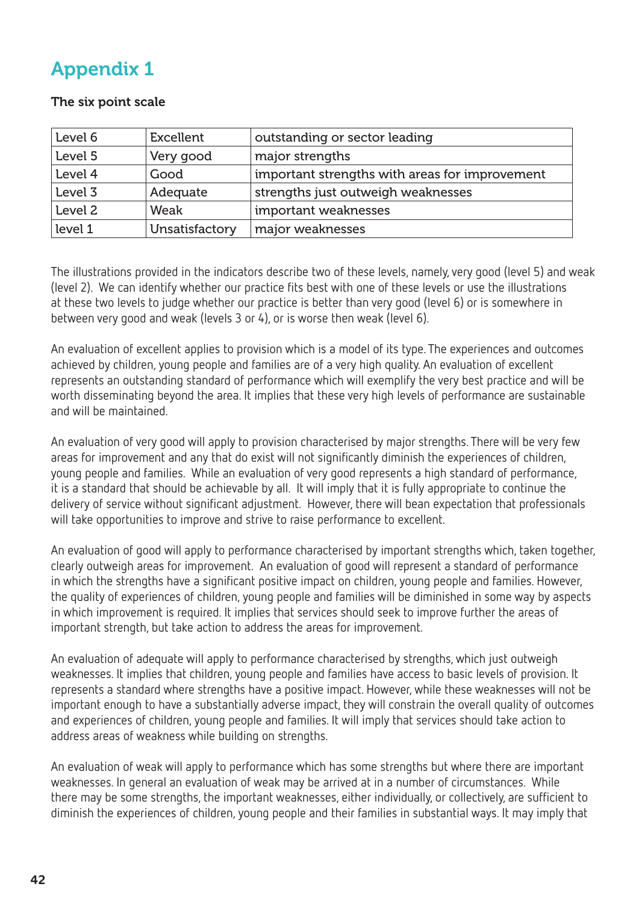# Appendix 1

**The six point scale**

| Level 6 | Excellent | outstanding or sector leading |
|---|---|---|
| Level 5 | Very good | major strengths |
| Level 4 | Good | important strengths with areas for improvement |
| Level 3 | Adequate | strengths just outweigh weaknesses |
| Level 2 | Weak | important weaknesses |
| level 1 | Unsatisfactory | major weaknesses |

The illustrations provided in the indicators describe two of these levels, namely, very good (level 5) and weak (level 2). We can identify whether our practice fits best with one of these levels or use the illustrations at these two levels to judge whether our practice is better than very good (level 6) or is somewhere in between very good and weak (levels 3 or 4), or is worse then weak (level 6).

An evaluation of excellent applies to provision which is a model of its type. The experiences and outcomes achieved by children, young people and families are of a very high quality. An evaluation of excellent represents an outstanding standard of performance which will exemplify the very best practice and will be worth disseminating beyond the area. It implies that these very high levels of performance are sustainable and will be maintained.

An evaluation of very good will apply to provision characterised by major strengths. There will be very few areas for improvement and any that do exist will not significantly diminish the experiences of children, young people and families. While an evaluation of very good represents a high standard of performance, it is a standard that should be achievable by all. It will imply that it is fully appropriate to continue the delivery of service without significant adjustment. However, there will bean expectation that professionals will take opportunities to improve and strive to raise performance to excellent.

An evaluation of good will apply to performance characterised by important strengths which, taken together, clearly outweigh areas for improvement. An evaluation of good will represent a standard of performance in which the strengths have a significant positive impact on children, young people and families. However, the quality of experiences of children, young people and families will be diminished in some way by aspects in which improvement is required. It implies that services should seek to improve further the areas of important strength, but take action to address the areas for improvement.

An evaluation of adequate will apply to performance characterised by strengths, which just outweigh weaknesses. It implies that children, young people and families have access to basic levels of provision. It represents a standard where strengths have a positive impact. However, while these weaknesses will not be important enough to have a substantially adverse impact, they will constrain the overall quality of outcomes and experiences of children, young people and families. It will imply that services should take action to address areas of weakness while building on strengths.

An evaluation of weak will apply to performance which has some strengths but where there are important weaknesses. In general an evaluation of weak may be arrived at in a number of circumstances. While there may be some strengths, the important weaknesses, either individually, or collectively, are sufficient to diminish the experiences of children, young people and their families in substantial ways. It may imply that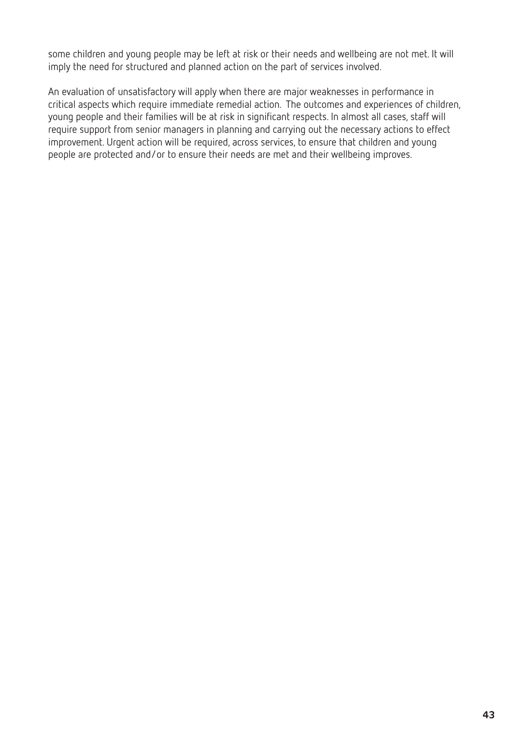some children and young people may be left at risk or their needs and wellbeing are not met. It will imply the need for structured and planned action on the part of services involved.

An evaluation of unsatisfactory will apply when there are major weaknesses in performance in critical aspects which require immediate remedial action. The outcomes and experiences of children, young people and their families will be at risk in significant respects. In almost all cases, staff will require support from senior managers in planning and carrying out the necessary actions to effect improvement. Urgent action will be required, across services, to ensure that children and young people are protected and/or to ensure their needs are met and their wellbeing improves.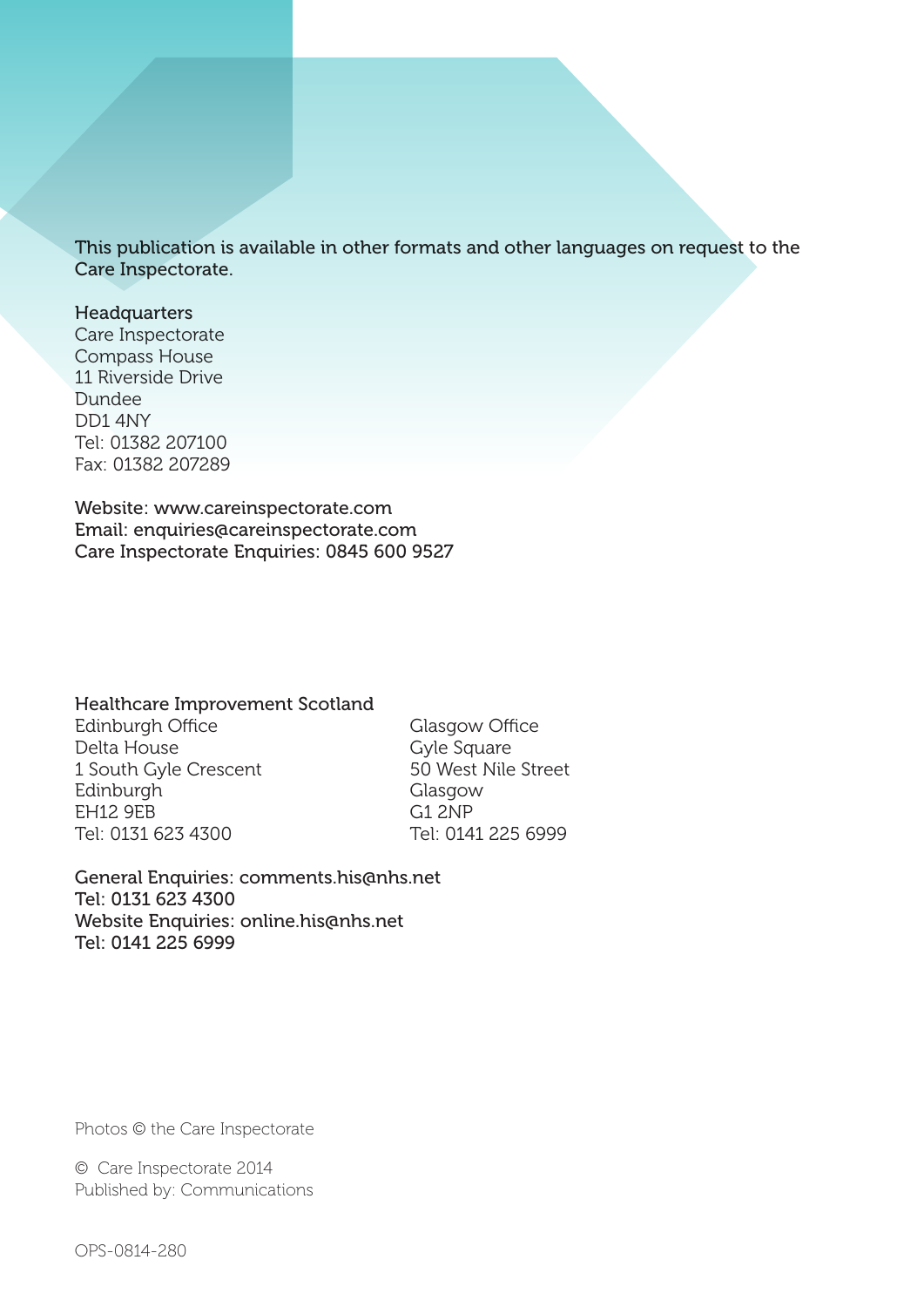This publication is available in other formats and other languages on request to the Care Inspectorate.

Headquarters
Care Inspectorate
Compass House
11 Riverside Drive
Dundee
DD1 4NY
Tel: 01382 207100
Fax: 01382 207289

Website: www.careinspectorate.com
Email: enquiries@careinspectorate.com
Care Inspectorate Enquiries: 0845 600 9527

Healthcare Improvement Scotland

Edinburgh Office
Delta House
1 South Gyle Crescent
Edinburgh
EH12 9EB
Tel: 0131 623 4300

Glasgow Office
Gyle Square
50 West Nile Street
Glasgow
G1 2NP
Tel: 0141 225 6999

General Enquiries: comments.his@nhs.net
Tel: 0131 623 4300
Website Enquiries: online.his@nhs.net
Tel: 0141 225 6999

Photos © the Care Inspectorate

© Care Inspectorate 2014
Published by: Communications

OPS-0814-280